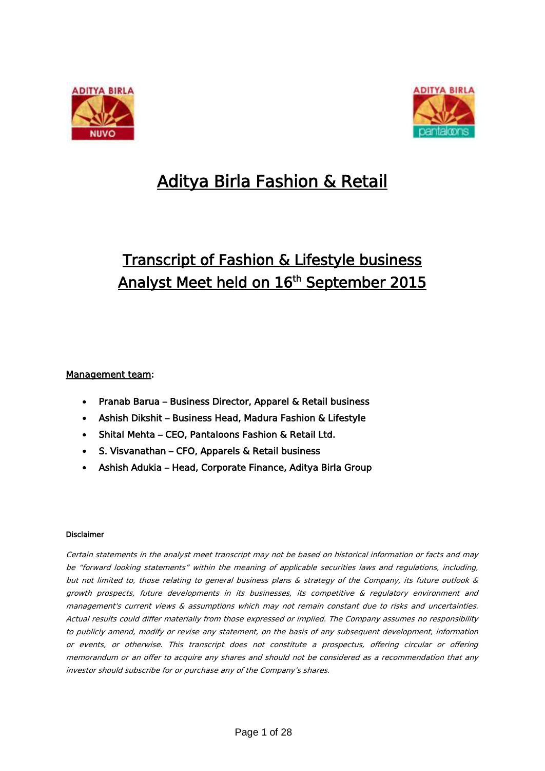# Aditya Birla Fashion & Retail

## Transcript of Fashion & Lifestyle business Analyst Meet held on 16th September 2015

**Management team:**

- Pranab Barua – Business Director, Apparel & Retail business
- Ashish Dikshit – Business Head, Madura Fashion & Lifestyle
- Shital Mehta – CEO, Pantaloons Fashion & Retail Ltd.
- S. Visvanathan – CFO, Apparels & Retail business
- Ashish Adukia – Head, Corporate Finance, Aditya Birla Group

**Disclaimer**

*Certain statements in the analyst meet transcript may not be based on historical information or facts and may be "forward looking statements" within the meaning of applicable securities laws and regulations, including, but not limited to, those relating to general business plans & strategy of the Company, its future outlook & growth prospects, future developments in its businesses, its competitive & regulatory environment and management's current views & assumptions which may not remain constant due to risks and uncertainties. Actual results could differ materially from those expressed or implied. The Company assumes no responsibility to publicly amend, modify or revise any statement, on the basis of any subsequent development, information or events, or otherwise. This transcript does not constitute a prospectus, offering circular or offering memorandum or an offer to acquire any shares and should not be considered as a recommendation that any investor should subscribe for or purchase any of the Company's shares.*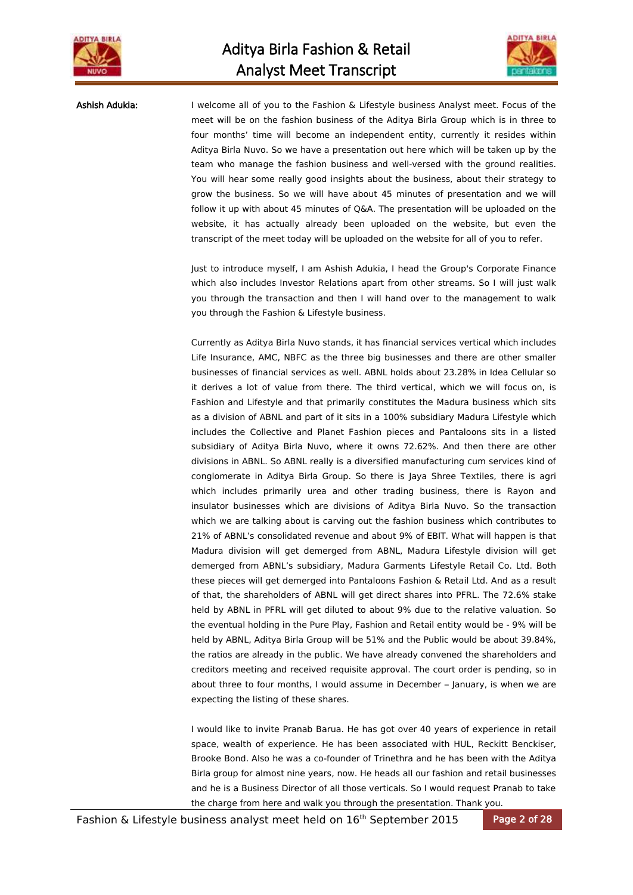**Ashish Adukia:** I welcome all of you to the Fashion & Lifestyle business Analyst meet. Focus of the meet will be on the fashion business of the Aditya Birla Group which is in three to four months' time will become an independent entity, currently it resides within Aditya Birla Nuvo. So we have a presentation out here which will be taken up by the team who manage the fashion business and well-versed with the ground realities. You will hear some really good insights about the business, about their strategy to grow the business. So we will have about 45 minutes of presentation and we will follow it up with about 45 minutes of Q&A. The presentation will be uploaded on the website, it has actually already been uploaded on the website, but even the transcript of the meet today will be uploaded on the website for all of you to refer.

Just to introduce myself, I am Ashish Adukia, I head the Group's Corporate Finance which also includes Investor Relations apart from other streams. So I will just walk you through the transaction and then I will hand over to the management to walk you through the Fashion & Lifestyle business.

Currently as Aditya Birla Nuvo stands, it has financial services vertical which includes Life Insurance, AMC, NBFC as the three big businesses and there are other smaller businesses of financial services as well. ABNL holds about 23.28% in Idea Cellular so it derives a lot of value from there. The third vertical, which we will focus on, is Fashion and Lifestyle and that primarily constitutes the Madura business which sits as a division of ABNL and part of it sits in a 100% subsidiary Madura Lifestyle which includes the Collective and Planet Fashion pieces and Pantaloons sits in a listed subsidiary of Aditya Birla Nuvo, where it owns 72.62%. And then there are other divisions in ABNL. So ABNL really is a diversified manufacturing cum services kind of conglomerate in Aditya Birla Group. So there is Jaya Shree Textiles, there is agri which includes primarily urea and other trading business, there is Rayon and insulator businesses which are divisions of Aditya Birla Nuvo. So the transaction which we are talking about is carving out the fashion business which contributes to 21% of ABNL's consolidated revenue and about 9% of EBIT. What will happen is that Madura division will get demerged from ABNL, Madura Lifestyle division will get demerged from ABNL's subsidiary, Madura Garments Lifestyle Retail Co. Ltd. Both these pieces will get demerged into Pantaloons Fashion & Retail Ltd. And as a result of that, the shareholders of ABNL will get direct shares into PFRL. The 72.6% stake held by ABNL in PFRL will get diluted to about 9% due to the relative valuation. So the eventual holding in the Pure Play, Fashion and Retail entity would be - 9% will be held by ABNL, Aditya Birla Group will be 51% and the Public would be about 39.84%, the ratios are already in the public. We have already convened the shareholders and creditors meeting and received requisite approval. The court order is pending, so in about three to four months, I would assume in December – January, is when we are expecting the listing of these shares.

I would like to invite Pranab Barua. He has got over 40 years of experience in retail space, wealth of experience. He has been associated with HUL, Reckitt Benckiser, Brooke Bond. Also he was a co-founder of Trinethra and he has been with the Aditya Birla group for almost nine years, now. He heads all our fashion and retail businesses and he is a Business Director of all those verticals. So I would request Pranab to take the charge from here and walk you through the presentation. Thank you.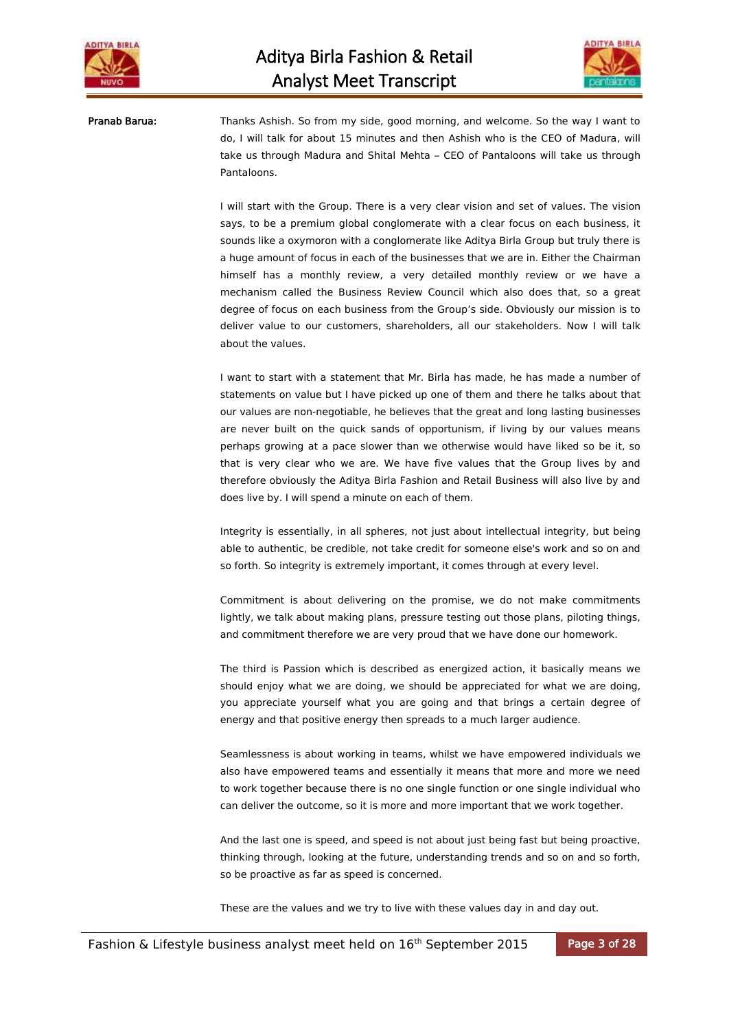**Pranab Barua:** Thanks Ashish. So from my side, good morning, and welcome. So the way I want to do, I will talk for about 15 minutes and then Ashish who is the CEO of Madura, will take us through Madura and Shital Mehta – CEO of Pantaloons will take us through Pantaloons.

I will start with the Group. There is a very clear vision and set of values. The vision says, to be a premium global conglomerate with a clear focus on each business, it sounds like a oxymoron with a conglomerate like Aditya Birla Group but truly there is a huge amount of focus in each of the businesses that we are in. Either the Chairman himself has a monthly review, a very detailed monthly review or we have a mechanism called the Business Review Council which also does that, so a great degree of focus on each business from the Group's side. Obviously our mission is to deliver value to our customers, shareholders, all our stakeholders. Now I will talk about the values.

I want to start with a statement that Mr. Birla has made, he has made a number of statements on value but I have picked up one of them and there he talks about that our values are non-negotiable, he believes that the great and long lasting businesses are never built on the quick sands of opportunism, if living by our values means perhaps growing at a pace slower than we otherwise would have liked so be it, so that is very clear who we are. We have five values that the Group lives by and therefore obviously the Aditya Birla Fashion and Retail Business will also live by and does live by. I will spend a minute on each of them.

Integrity is essentially, in all spheres, not just about intellectual integrity, but being able to authentic, be credible, not take credit for someone else's work and so on and so forth. So integrity is extremely important, it comes through at every level.

Commitment is about delivering on the promise, we do not make commitments lightly, we talk about making plans, pressure testing out those plans, piloting things, and commitment therefore we are very proud that we have done our homework.

The third is Passion which is described as energized action, it basically means we should enjoy what we are doing, we should be appreciated for what we are doing, you appreciate yourself what you are going and that brings a certain degree of energy and that positive energy then spreads to a much larger audience.

Seamlessness is about working in teams, whilst we have empowered individuals we also have empowered teams and essentially it means that more and more we need to work together because there is no one single function or one single individual who can deliver the outcome, so it is more and more important that we work together.

And the last one is speed, and speed is not about just being fast but being proactive, thinking through, looking at the future, understanding trends and so on and so forth, so be proactive as far as speed is concerned.

These are the values and we try to live with these values day in and day out.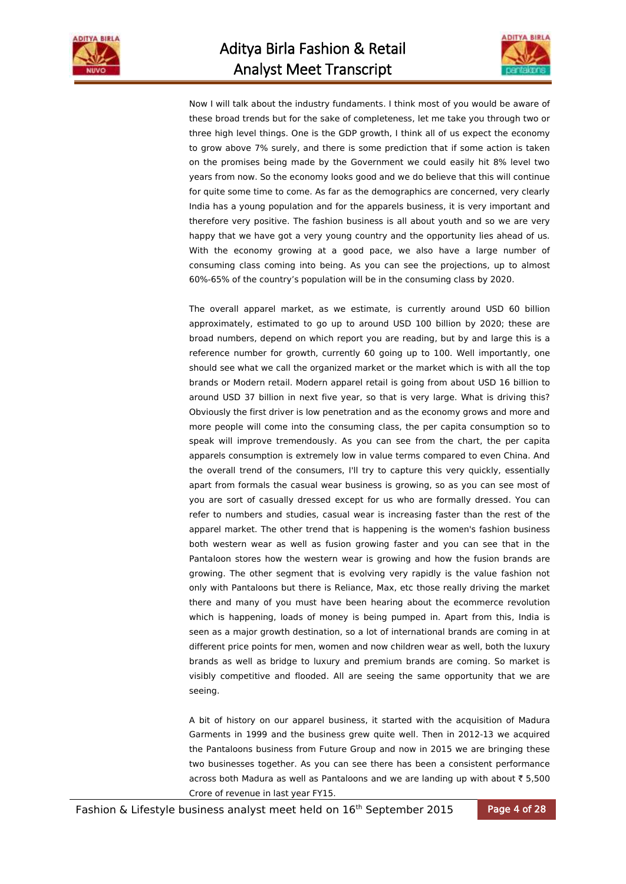Now I will talk about the industry fundaments. I think most of you would be aware of these broad trends but for the sake of completeness, let me take you through two or three high level things. One is the GDP growth, I think all of us expect the economy to grow above 7% surely, and there is some prediction that if some action is taken on the promises being made by the Government we could easily hit 8% level two years from now. So the economy looks good and we do believe that this will continue for quite some time to come. As far as the demographics are concerned, very clearly India has a young population and for the apparels business, it is very important and therefore very positive. The fashion business is all about youth and so we are very happy that we have got a very young country and the opportunity lies ahead of us. With the economy growing at a good pace, we also have a large number of consuming class coming into being. As you can see the projections, up to almost 60%-65% of the country's population will be in the consuming class by 2020.

The overall apparel market, as we estimate, is currently around USD 60 billion approximately, estimated to go up to around USD 100 billion by 2020; these are broad numbers, depend on which report you are reading, but by and large this is a reference number for growth, currently 60 going up to 100. Well importantly, one should see what we call the organized market or the market which is with all the top brands or Modern retail. Modern apparel retail is going from about USD 16 billion to around USD 37 billion in next five year, so that is very large. What is driving this? Obviously the first driver is low penetration and as the economy grows and more and more people will come into the consuming class, the per capita consumption so to speak will improve tremendously. As you can see from the chart, the per capita apparels consumption is extremely low in value terms compared to even China. And the overall trend of the consumers, I'll try to capture this very quickly, essentially apart from formals the casual wear business is growing, so as you can see most of you are sort of casually dressed except for us who are formally dressed. You can refer to numbers and studies, casual wear is increasing faster than the rest of the apparel market. The other trend that is happening is the women's fashion business both western wear as well as fusion growing faster and you can see that in the Pantaloon stores how the western wear is growing and how the fusion brands are growing. The other segment that is evolving very rapidly is the value fashion not only with Pantaloons but there is Reliance, Max, etc those really driving the market there and many of you must have been hearing about the ecommerce revolution which is happening, loads of money is being pumped in. Apart from this, India is seen as a major growth destination, so a lot of international brands are coming in at different price points for men, women and now children wear as well, both the luxury brands as well as bridge to luxury and premium brands are coming. So market is visibly competitive and flooded. All are seeing the same opportunity that we are seeing.

A bit of history on our apparel business, it started with the acquisition of Madura Garments in 1999 and the business grew quite well. Then in 2012-13 we acquired the Pantaloons business from Future Group and now in 2015 we are bringing these two businesses together. As you can see there has been a consistent performance across both Madura as well as Pantaloons and we are landing up with about ₹ 5,500 Crore of revenue in last year FY15.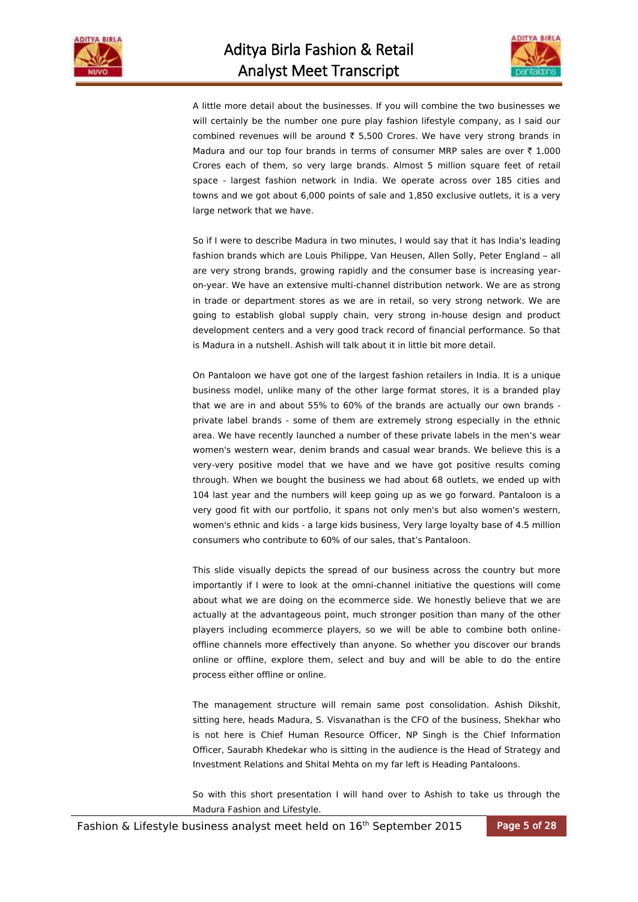A little more detail about the businesses. If you will combine the two businesses we will certainly be the number one pure play fashion lifestyle company, as I said our combined revenues will be around ₹ 5,500 Crores. We have very strong brands in Madura and our top four brands in terms of consumer MRP sales are over ₹ 1,000 Crores each of them, so very large brands. Almost 5 million square feet of retail space - largest fashion network in India. We operate across over 185 cities and towns and we got about 6,000 points of sale and 1,850 exclusive outlets, it is a very large network that we have.

So if I were to describe Madura in two minutes, I would say that it has India's leading fashion brands which are Louis Philippe, Van Heusen, Allen Solly, Peter England – all are very strong brands, growing rapidly and the consumer base is increasing year-on-year. We have an extensive multi-channel distribution network. We are as strong in trade or department stores as we are in retail, so very strong network. We are going to establish global supply chain, very strong in-house design and product development centers and a very good track record of financial performance. So that is Madura in a nutshell. Ashish will talk about it in little bit more detail.

On Pantaloon we have got one of the largest fashion retailers in India. It is a unique business model, unlike many of the other large format stores, it is a branded play that we are in and about 55% to 60% of the brands are actually our own brands - private label brands - some of them are extremely strong especially in the ethnic area. We have recently launched a number of these private labels in the men's wear women's western wear, denim brands and casual wear brands. We believe this is a very-very positive model that we have and we have got positive results coming through. When we bought the business we had about 68 outlets, we ended up with 104 last year and the numbers will keep going up as we go forward. Pantaloon is a very good fit with our portfolio, it spans not only men's but also women's western, women's ethnic and kids - a large kids business, Very large loyalty base of 4.5 million consumers who contribute to 60% of our sales, that's Pantaloon.

This slide visually depicts the spread of our business across the country but more importantly if I were to look at the omni-channel initiative the questions will come about what we are doing on the ecommerce side. We honestly believe that we are actually at the advantageous point, much stronger position than many of the other players including ecommerce players, so we will be able to combine both online-offline channels more effectively than anyone. So whether you discover our brands online or offline, explore them, select and buy and will be able to do the entire process either offline or online.

The management structure will remain same post consolidation. Ashish Dikshit, sitting here, heads Madura, S. Visvanathan is the CFO of the business, Shekhar who is not here is Chief Human Resource Officer, NP Singh is the Chief Information Officer, Saurabh Khedekar who is sitting in the audience is the Head of Strategy and Investment Relations and Shital Mehta on my far left is Heading Pantaloons.

So with this short presentation I will hand over to Ashish to take us through the Madura Fashion and Lifestyle.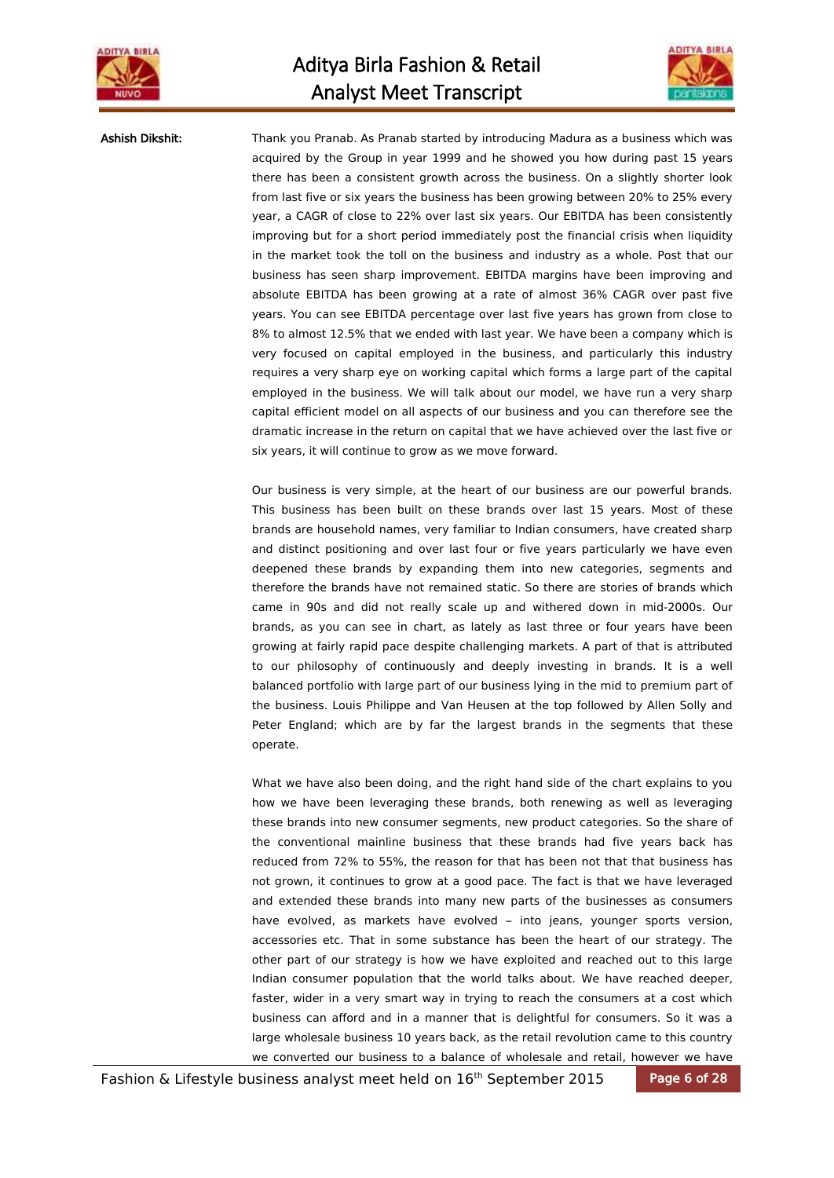**Ashish Dikshit:** Thank you Pranab. As Pranab started by introducing Madura as a business which was acquired by the Group in year 1999 and he showed you how during past 15 years there has been a consistent growth across the business. On a slightly shorter look from last five or six years the business has been growing between 20% to 25% every year, a CAGR of close to 22% over last six years. Our EBITDA has been consistently improving but for a short period immediately post the financial crisis when liquidity in the market took the toll on the business and industry as a whole. Post that our business has seen sharp improvement. EBITDA margins have been improving and absolute EBITDA has been growing at a rate of almost 36% CAGR over past five years. You can see EBITDA percentage over last five years has grown from close to 8% to almost 12.5% that we ended with last year. We have been a company which is very focused on capital employed in the business, and particularly this industry requires a very sharp eye on working capital which forms a large part of the capital employed in the business. We will talk about our model, we have run a very sharp capital efficient model on all aspects of our business and you can therefore see the dramatic increase in the return on capital that we have achieved over the last five or six years, it will continue to grow as we move forward.

Our business is very simple, at the heart of our business are our powerful brands. This business has been built on these brands over last 15 years. Most of these brands are household names, very familiar to Indian consumers, have created sharp and distinct positioning and over last four or five years particularly we have even deepened these brands by expanding them into new categories, segments and therefore the brands have not remained static. So there are stories of brands which came in 90s and did not really scale up and withered down in mid-2000s. Our brands, as you can see in chart, as lately as last three or four years have been growing at fairly rapid pace despite challenging markets. A part of that is attributed to our philosophy of continuously and deeply investing in brands. It is a well balanced portfolio with large part of our business lying in the mid to premium part of the business. Louis Philippe and Van Heusen at the top followed by Allen Solly and Peter England; which are by far the largest brands in the segments that these operate.

What we have also been doing, and the right hand side of the chart explains to you how we have been leveraging these brands, both renewing as well as leveraging these brands into new consumer segments, new product categories. So the share of the conventional mainline business that these brands had five years back has reduced from 72% to 55%, the reason for that has been not that that business has not grown, it continues to grow at a good pace. The fact is that we have leveraged and extended these brands into many new parts of the businesses as consumers have evolved, as markets have evolved – into jeans, younger sports version, accessories etc. That in some substance has been the heart of our strategy. The other part of our strategy is how we have exploited and reached out to this large Indian consumer population that the world talks about. We have reached deeper, faster, wider in a very smart way in trying to reach the consumers at a cost which business can afford and in a manner that is delightful for consumers. So it was a large wholesale business 10 years back, as the retail revolution came to this country we converted our business to a balance of wholesale and retail, however we have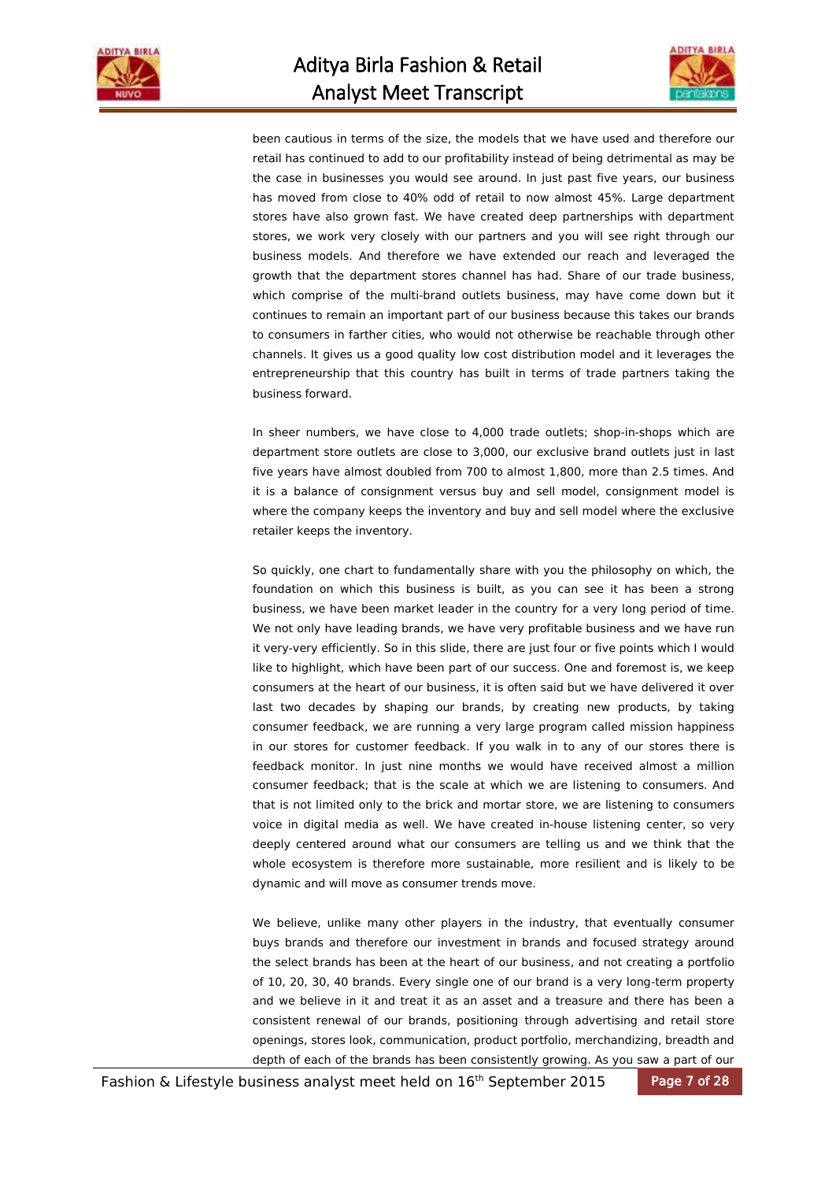been cautious in terms of the size, the models that we have used and therefore our retail has continued to add to our profitability instead of being detrimental as may be the case in businesses you would see around. In just past five years, our business has moved from close to 40% odd of retail to now almost 45%. Large department stores have also grown fast. We have created deep partnerships with department stores, we work very closely with our partners and you will see right through our business models. And therefore we have extended our reach and leveraged the growth that the department stores channel has had. Share of our trade business, which comprise of the multi-brand outlets business, may have come down but it continues to remain an important part of our business because this takes our brands to consumers in farther cities, who would not otherwise be reachable through other channels. It gives us a good quality low cost distribution model and it leverages the entrepreneurship that this country has built in terms of trade partners taking the business forward.

In sheer numbers, we have close to 4,000 trade outlets; shop-in-shops which are department store outlets are close to 3,000, our exclusive brand outlets just in last five years have almost doubled from 700 to almost 1,800, more than 2.5 times. And it is a balance of consignment versus buy and sell model, consignment model is where the company keeps the inventory and buy and sell model where the exclusive retailer keeps the inventory.

So quickly, one chart to fundamentally share with you the philosophy on which, the foundation on which this business is built, as you can see it has been a strong business, we have been market leader in the country for a very long period of time. We not only have leading brands, we have very profitable business and we have run it very-very efficiently. So in this slide, there are just four or five points which I would like to highlight, which have been part of our success. One and foremost is, we keep consumers at the heart of our business, it is often said but we have delivered it over last two decades by shaping our brands, by creating new products, by taking consumer feedback, we are running a very large program called mission happiness in our stores for customer feedback. If you walk in to any of our stores there is feedback monitor. In just nine months we would have received almost a million consumer feedback; that is the scale at which we are listening to consumers. And that is not limited only to the brick and mortar store, we are listening to consumers voice in digital media as well. We have created in-house listening center, so very deeply centered around what our consumers are telling us and we think that the whole ecosystem is therefore more sustainable, more resilient and is likely to be dynamic and will move as consumer trends move.

We believe, unlike many other players in the industry, that eventually consumer buys brands and therefore our investment in brands and focused strategy around the select brands has been at the heart of our business, and not creating a portfolio of 10, 20, 30, 40 brands. Every single one of our brand is a very long-term property and we believe in it and treat it as an asset and a treasure and there has been a consistent renewal of our brands, positioning through advertising and retail store openings, stores look, communication, product portfolio, merchandizing, breadth and depth of each of the brands has been consistently growing. As you saw a part of our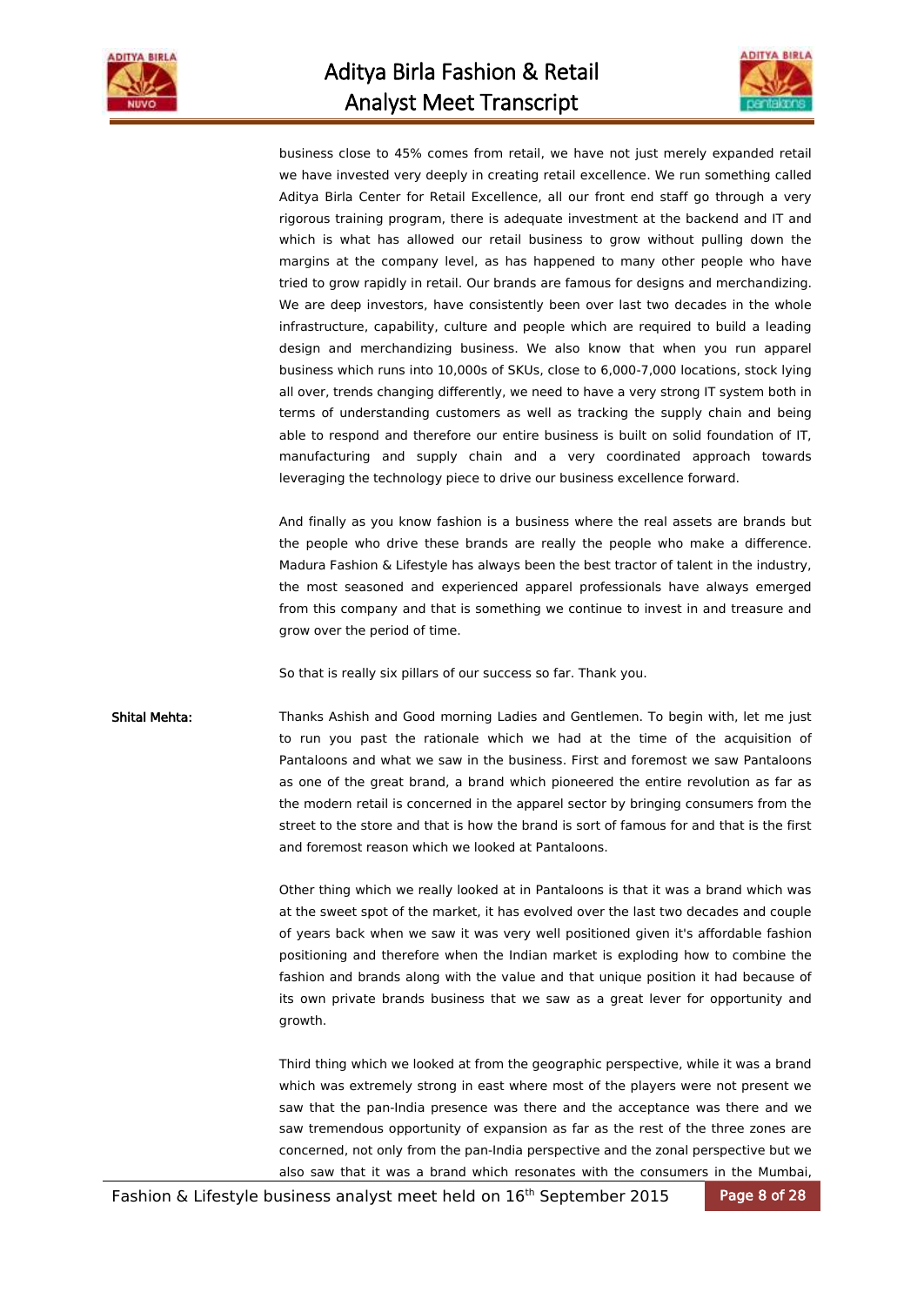business close to 45% comes from retail, we have not just merely expanded retail we have invested very deeply in creating retail excellence. We run something called Aditya Birla Center for Retail Excellence, all our front end staff go through a very rigorous training program, there is adequate investment at the backend and IT and which is what has allowed our retail business to grow without pulling down the margins at the company level, as has happened to many other people who have tried to grow rapidly in retail. Our brands are famous for designs and merchandizing. We are deep investors, have consistently been over last two decades in the whole infrastructure, capability, culture and people which are required to build a leading design and merchandizing business. We also know that when you run apparel business which runs into 10,000s of SKUs, close to 6,000-7,000 locations, stock lying all over, trends changing differently, we need to have a very strong IT system both in terms of understanding customers as well as tracking the supply chain and being able to respond and therefore our entire business is built on solid foundation of IT, manufacturing and supply chain and a very coordinated approach towards leveraging the technology piece to drive our business excellence forward.

And finally as you know fashion is a business where the real assets are brands but the people who drive these brands are really the people who make a difference. Madura Fashion & Lifestyle has always been the best tractor of talent in the industry, the most seasoned and experienced apparel professionals have always emerged from this company and that is something we continue to invest in and treasure and grow over the period of time.

So that is really six pillars of our success so far. Thank you.

**Shital Mehta:** Thanks Ashish and Good morning Ladies and Gentlemen. To begin with, let me just to run you past the rationale which we had at the time of the acquisition of Pantaloons and what we saw in the business. First and foremost we saw Pantaloons as one of the great brand, a brand which pioneered the entire revolution as far as the modern retail is concerned in the apparel sector by bringing consumers from the street to the store and that is how the brand is sort of famous for and that is the first and foremost reason which we looked at Pantaloons.

Other thing which we really looked at in Pantaloons is that it was a brand which was at the sweet spot of the market, it has evolved over the last two decades and couple of years back when we saw it was very well positioned given it's affordable fashion positioning and therefore when the Indian market is exploding how to combine the fashion and brands along with the value and that unique position it had because of its own private brands business that we saw as a great lever for opportunity and growth.

Third thing which we looked at from the geographic perspective, while it was a brand which was extremely strong in east where most of the players were not present we saw that the pan-India presence was there and the acceptance was there and we saw tremendous opportunity of expansion as far as the rest of the three zones are concerned, not only from the pan-India perspective and the zonal perspective but we also saw that it was a brand which resonates with the consumers in the Mumbai,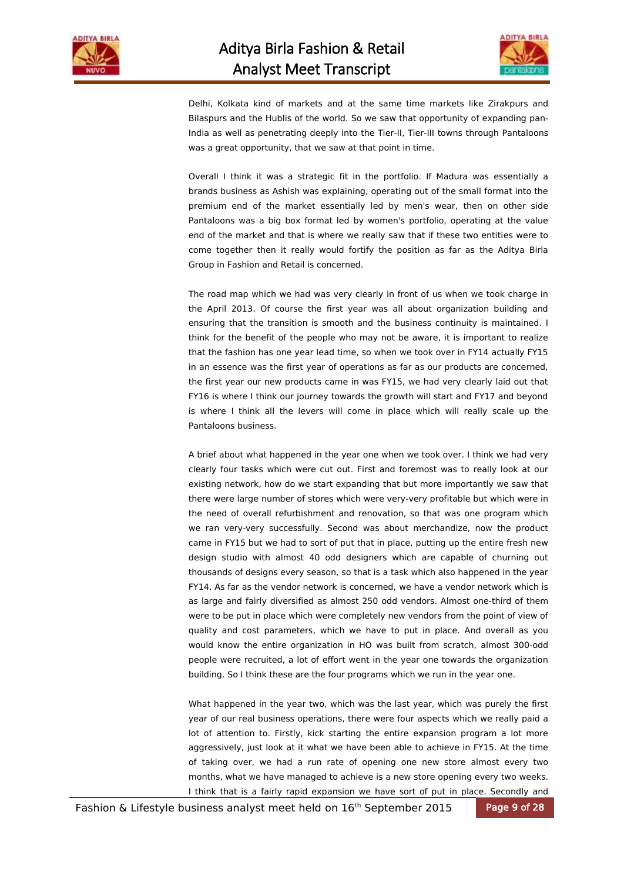Delhi, Kolkata kind of markets and at the same time markets like Zirakpurs and Bilaspurs and the Hublis of the world. So we saw that opportunity of expanding pan-India as well as penetrating deeply into the Tier-II, Tier-III towns through Pantaloons was a great opportunity, that we saw at that point in time.

Overall I think it was a strategic fit in the portfolio. If Madura was essentially a brands business as Ashish was explaining, operating out of the small format into the premium end of the market essentially led by men's wear, then on other side Pantaloons was a big box format led by women's portfolio, operating at the value end of the market and that is where we really saw that if these two entities were to come together then it really would fortify the position as far as the Aditya Birla Group in Fashion and Retail is concerned.

The road map which we had was very clearly in front of us when we took charge in the April 2013. Of course the first year was all about organization building and ensuring that the transition is smooth and the business continuity is maintained. I think for the benefit of the people who may not be aware, it is important to realize that the fashion has one year lead time, so when we took over in FY14 actually FY15 in an essence was the first year of operations as far as our products are concerned, the first year our new products came in was FY15, we had very clearly laid out that FY16 is where I think our journey towards the growth will start and FY17 and beyond is where I think all the levers will come in place which will really scale up the Pantaloons business.

A brief about what happened in the year one when we took over. I think we had very clearly four tasks which were cut out. First and foremost was to really look at our existing network, how do we start expanding that but more importantly we saw that there were large number of stores which were very-very profitable but which were in the need of overall refurbishment and renovation, so that was one program which we ran very-very successfully. Second was about merchandize, now the product came in FY15 but we had to sort of put that in place, putting up the entire fresh new design studio with almost 40 odd designers which are capable of churning out thousands of designs every season, so that is a task which also happened in the year FY14. As far as the vendor network is concerned, we have a vendor network which is as large and fairly diversified as almost 250 odd vendors. Almost one-third of them were to be put in place which were completely new vendors from the point of view of quality and cost parameters, which we have to put in place. And overall as you would know the entire organization in HO was built from scratch, almost 300-odd people were recruited, a lot of effort went in the year one towards the organization building. So I think these are the four programs which we run in the year one.

What happened in the year two, which was the last year, which was purely the first year of our real business operations, there were four aspects which we really paid a lot of attention to. Firstly, kick starting the entire expansion program a lot more aggressively, just look at it what we have been able to achieve in FY15. At the time of taking over, we had a run rate of opening one new store almost every two months, what we have managed to achieve is a new store opening every two weeks. I think that is a fairly rapid expansion we have sort of put in place. Secondly and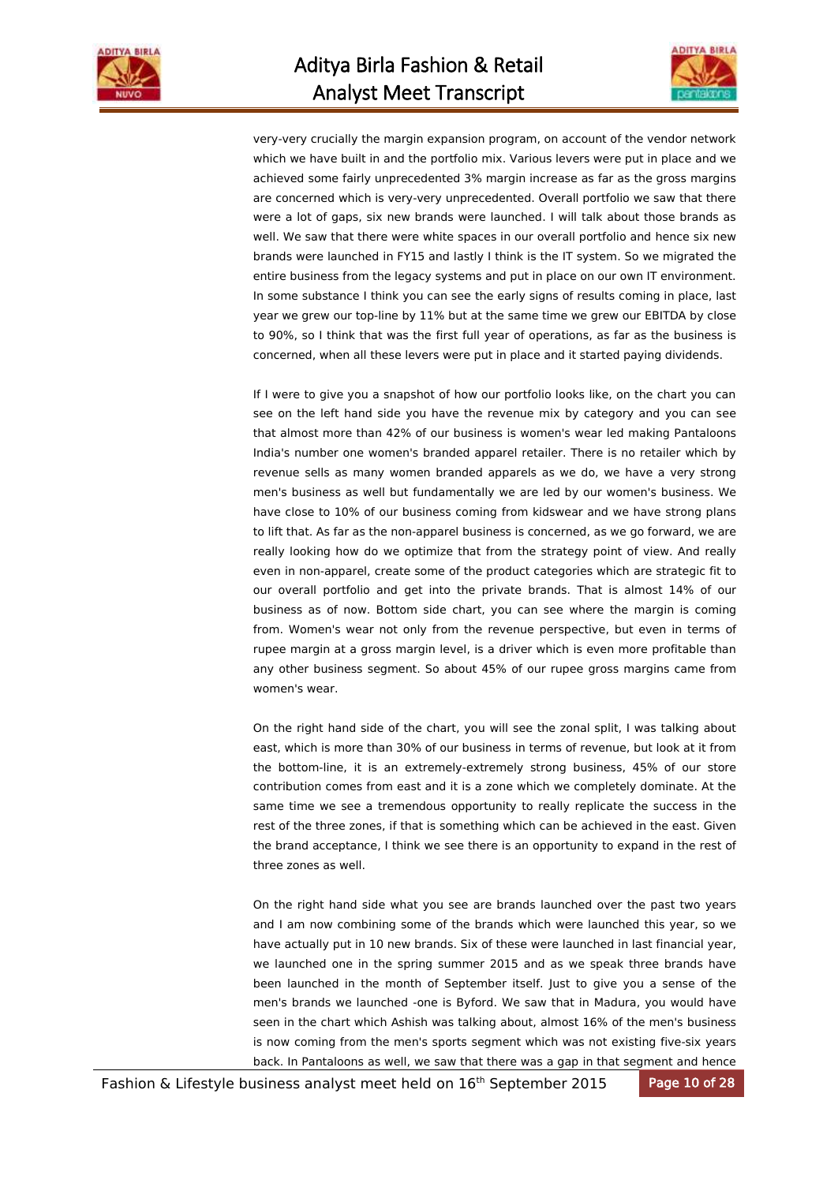very-very crucially the margin expansion program, on account of the vendor network which we have built in and the portfolio mix. Various levers were put in place and we achieved some fairly unprecedented 3% margin increase as far as the gross margins are concerned which is very-very unprecedented. Overall portfolio we saw that there were a lot of gaps, six new brands were launched. I will talk about those brands as well. We saw that there were white spaces in our overall portfolio and hence six new brands were launched in FY15 and lastly I think is the IT system. So we migrated the entire business from the legacy systems and put in place on our own IT environment. In some substance I think you can see the early signs of results coming in place, last year we grew our top-line by 11% but at the same time we grew our EBITDA by close to 90%, so I think that was the first full year of operations, as far as the business is concerned, when all these levers were put in place and it started paying dividends.

If I were to give you a snapshot of how our portfolio looks like, on the chart you can see on the left hand side you have the revenue mix by category and you can see that almost more than 42% of our business is women's wear led making Pantaloons India's number one women's branded apparel retailer. There is no retailer which by revenue sells as many women branded apparels as we do, we have a very strong men's business as well but fundamentally we are led by our women's business. We have close to 10% of our business coming from kidswear and we have strong plans to lift that. As far as the non-apparel business is concerned, as we go forward, we are really looking how do we optimize that from the strategy point of view. And really even in non-apparel, create some of the product categories which are strategic fit to our overall portfolio and get into the private brands. That is almost 14% of our business as of now. Bottom side chart, you can see where the margin is coming from. Women's wear not only from the revenue perspective, but even in terms of rupee margin at a gross margin level, is a driver which is even more profitable than any other business segment. So about 45% of our rupee gross margins came from women's wear.

On the right hand side of the chart, you will see the zonal split, I was talking about east, which is more than 30% of our business in terms of revenue, but look at it from the bottom-line, it is an extremely-extremely strong business, 45% of our store contribution comes from east and it is a zone which we completely dominate. At the same time we see a tremendous opportunity to really replicate the success in the rest of the three zones, if that is something which can be achieved in the east. Given the brand acceptance, I think we see there is an opportunity to expand in the rest of three zones as well.

On the right hand side what you see are brands launched over the past two years and I am now combining some of the brands which were launched this year, so we have actually put in 10 new brands. Six of these were launched in last financial year, we launched one in the spring summer 2015 and as we speak three brands have been launched in the month of September itself. Just to give you a sense of the men's brands we launched -one is Byford. We saw that in Madura, you would have seen in the chart which Ashish was talking about, almost 16% of the men's business is now coming from the men's sports segment which was not existing five-six years back. In Pantaloons as well, we saw that there was a gap in that segment and hence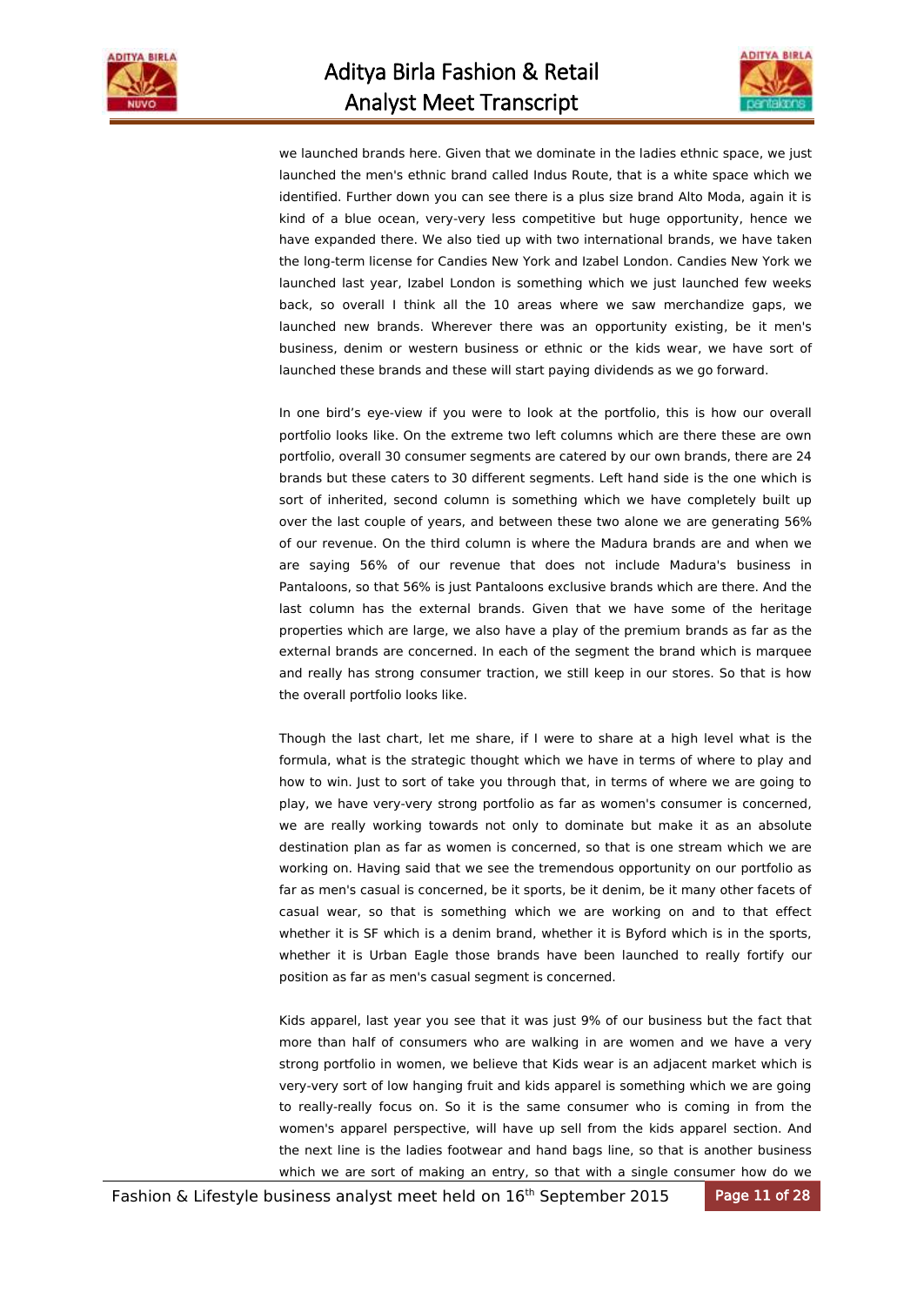we launched brands here. Given that we dominate in the ladies ethnic space, we just launched the men's ethnic brand called Indus Route, that is a white space which we identified. Further down you can see there is a plus size brand Alto Moda, again it is kind of a blue ocean, very-very less competitive but huge opportunity, hence we have expanded there. We also tied up with two international brands, we have taken the long-term license for Candies New York and Izabel London. Candies New York we launched last year, Izabel London is something which we just launched few weeks back, so overall I think all the 10 areas where we saw merchandize gaps, we launched new brands. Wherever there was an opportunity existing, be it men's business, denim or western business or ethnic or the kids wear, we have sort of launched these brands and these will start paying dividends as we go forward.

In one bird's eye-view if you were to look at the portfolio, this is how our overall portfolio looks like. On the extreme two left columns which are there these are own portfolio, overall 30 consumer segments are catered by our own brands, there are 24 brands but these caters to 30 different segments. Left hand side is the one which is sort of inherited, second column is something which we have completely built up over the last couple of years, and between these two alone we are generating 56% of our revenue. On the third column is where the Madura brands are and when we are saying 56% of our revenue that does not include Madura's business in Pantaloons, so that 56% is just Pantaloons exclusive brands which are there. And the last column has the external brands. Given that we have some of the heritage properties which are large, we also have a play of the premium brands as far as the external brands are concerned. In each of the segment the brand which is marquee and really has strong consumer traction, we still keep in our stores. So that is how the overall portfolio looks like.

Though the last chart, let me share, if I were to share at a high level what is the formula, what is the strategic thought which we have in terms of where to play and how to win. Just to sort of take you through that, in terms of where we are going to play, we have very-very strong portfolio as far as women's consumer is concerned, we are really working towards not only to dominate but make it as an absolute destination plan as far as women is concerned, so that is one stream which we are working on. Having said that we see the tremendous opportunity on our portfolio as far as men's casual is concerned, be it sports, be it denim, be it many other facets of casual wear, so that is something which we are working on and to that effect whether it is SF which is a denim brand, whether it is Byford which is in the sports, whether it is Urban Eagle those brands have been launched to really fortify our position as far as men's casual segment is concerned.

Kids apparel, last year you see that it was just 9% of our business but the fact that more than half of consumers who are walking in are women and we have a very strong portfolio in women, we believe that Kids wear is an adjacent market which is very-very sort of low hanging fruit and kids apparel is something which we are going to really-really focus on. So it is the same consumer who is coming in from the women's apparel perspective, will have up sell from the kids apparel section. And the next line is the ladies footwear and hand bags line, so that is another business which we are sort of making an entry, so that with a single consumer how do we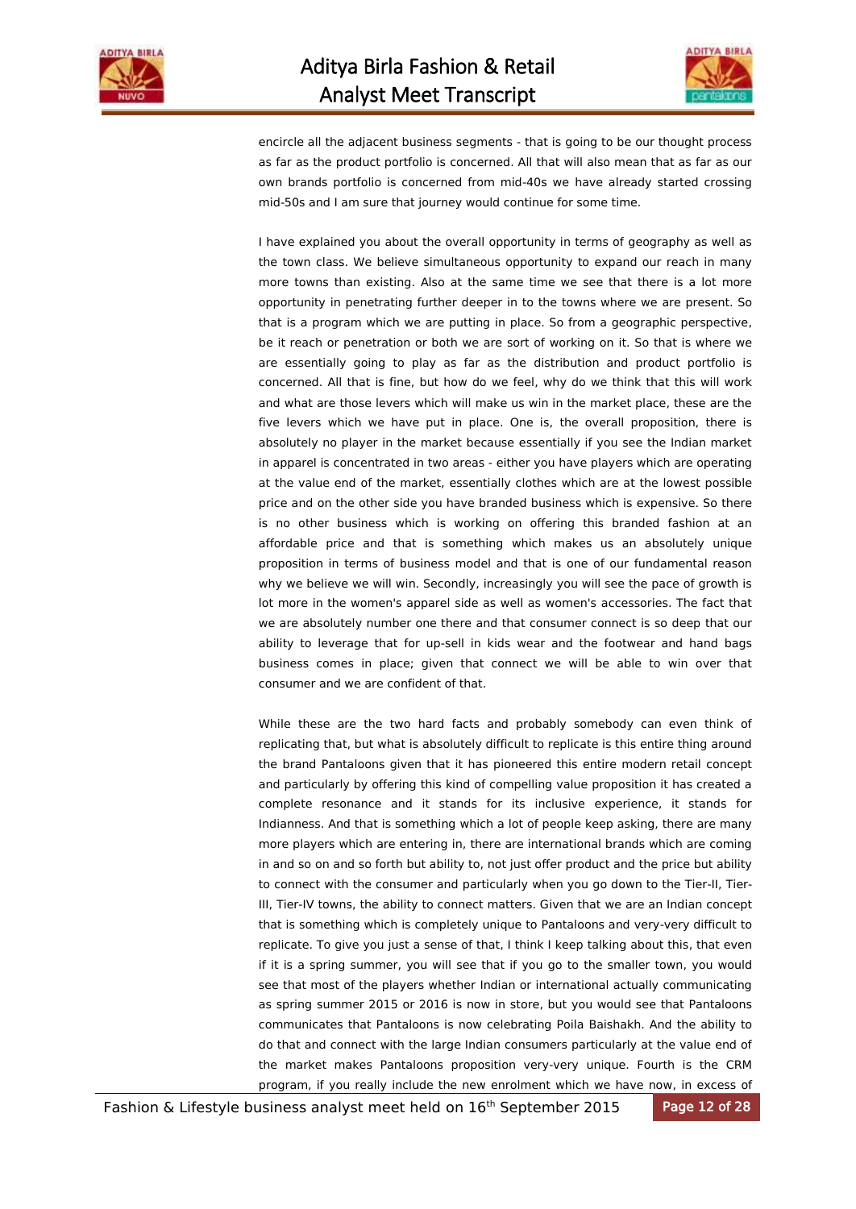encircle all the adjacent business segments - that is going to be our thought process as far as the product portfolio is concerned. All that will also mean that as far as our own brands portfolio is concerned from mid-40s we have already started crossing mid-50s and I am sure that journey would continue for some time.

I have explained you about the overall opportunity in terms of geography as well as the town class. We believe simultaneous opportunity to expand our reach in many more towns than existing. Also at the same time we see that there is a lot more opportunity in penetrating further deeper in to the towns where we are present. So that is a program which we are putting in place. So from a geographic perspective, be it reach or penetration or both we are sort of working on it. So that is where we are essentially going to play as far as the distribution and product portfolio is concerned. All that is fine, but how do we feel, why do we think that this will work and what are those levers which will make us win in the market place, these are the five levers which we have put in place. One is, the overall proposition, there is absolutely no player in the market because essentially if you see the Indian market in apparel is concentrated in two areas - either you have players which are operating at the value end of the market, essentially clothes which are at the lowest possible price and on the other side you have branded business which is expensive. So there is no other business which is working on offering this branded fashion at an affordable price and that is something which makes us an absolutely unique proposition in terms of business model and that is one of our fundamental reason why we believe we will win. Secondly, increasingly you will see the pace of growth is lot more in the women's apparel side as well as women's accessories. The fact that we are absolutely number one there and that consumer connect is so deep that our ability to leverage that for up-sell in kids wear and the footwear and hand bags business comes in place; given that connect we will be able to win over that consumer and we are confident of that.

While these are the two hard facts and probably somebody can even think of replicating that, but what is absolutely difficult to replicate is this entire thing around the brand Pantaloons given that it has pioneered this entire modern retail concept and particularly by offering this kind of compelling value proposition it has created a complete resonance and it stands for its inclusive experience, it stands for Indianness. And that is something which a lot of people keep asking, there are many more players which are entering in, there are international brands which are coming in and so on and so forth but ability to, not just offer product and the price but ability to connect with the consumer and particularly when you go down to the Tier-II, Tier-III, Tier-IV towns, the ability to connect matters. Given that we are an Indian concept that is something which is completely unique to Pantaloons and very-very difficult to replicate. To give you just a sense of that, I think I keep talking about this, that even if it is a spring summer, you will see that if you go to the smaller town, you would see that most of the players whether Indian or international actually communicating as spring summer 2015 or 2016 is now in store, but you would see that Pantaloons communicates that Pantaloons is now celebrating Poila Baishakh. And the ability to do that and connect with the large Indian consumers particularly at the value end of the market makes Pantaloons proposition very-very unique. Fourth is the CRM program, if you really include the new enrolment which we have now, in excess of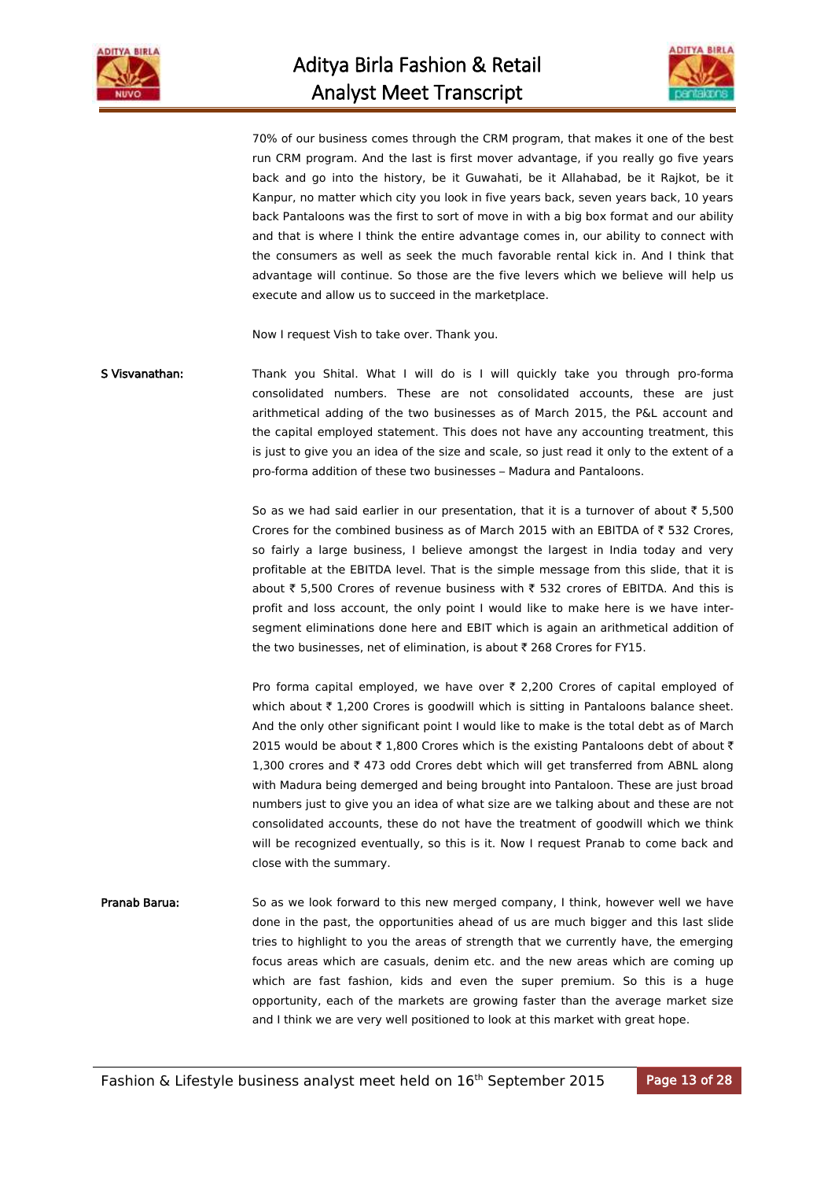70% of our business comes through the CRM program, that makes it one of the best run CRM program. And the last is first mover advantage, if you really go five years back and go into the history, be it Guwahati, be it Allahabad, be it Rajkot, be it Kanpur, no matter which city you look in five years back, seven years back, 10 years back Pantaloons was the first to sort of move in with a big box format and our ability and that is where I think the entire advantage comes in, our ability to connect with the consumers as well as seek the much favorable rental kick in. And I think that advantage will continue. So those are the five levers which we believe will help us execute and allow us to succeed in the marketplace.

Now I request Vish to take over. Thank you.

**S Visvanathan:** Thank you Shital. What I will do is I will quickly take you through pro-forma consolidated numbers. These are not consolidated accounts, these are just arithmetical adding of the two businesses as of March 2015, the P&L account and the capital employed statement. This does not have any accounting treatment, this is just to give you an idea of the size and scale, so just read it only to the extent of a pro-forma addition of these two businesses – Madura and Pantaloons.

So as we had said earlier in our presentation, that it is a turnover of about ₹ 5,500 Crores for the combined business as of March 2015 with an EBITDA of ₹ 532 Crores, so fairly a large business, I believe amongst the largest in India today and very profitable at the EBITDA level. That is the simple message from this slide, that it is about ₹ 5,500 Crores of revenue business with ₹ 532 crores of EBITDA. And this is profit and loss account, the only point I would like to make here is we have inter-segment eliminations done here and EBIT which is again an arithmetical addition of the two businesses, net of elimination, is about ₹ 268 Crores for FY15.

Pro forma capital employed, we have over ₹ 2,200 Crores of capital employed of which about ₹ 1,200 Crores is goodwill which is sitting in Pantaloons balance sheet. And the only other significant point I would like to make is the total debt as of March 2015 would be about ₹ 1,800 Crores which is the existing Pantaloons debt of about ₹ 1,300 crores and ₹ 473 odd Crores debt which will get transferred from ABNL along with Madura being demerged and being brought into Pantaloon. These are just broad numbers just to give you an idea of what size are we talking about and these are not consolidated accounts, these do not have the treatment of goodwill which we think will be recognized eventually, so this is it. Now I request Pranab to come back and close with the summary.

**Pranab Barua:** So as we look forward to this new merged company, I think, however well we have done in the past, the opportunities ahead of us are much bigger and this last slide tries to highlight to you the areas of strength that we currently have, the emerging focus areas which are casuals, denim etc. and the new areas which are coming up which are fast fashion, kids and even the super premium. So this is a huge opportunity, each of the markets are growing faster than the average market size and I think we are very well positioned to look at this market with great hope.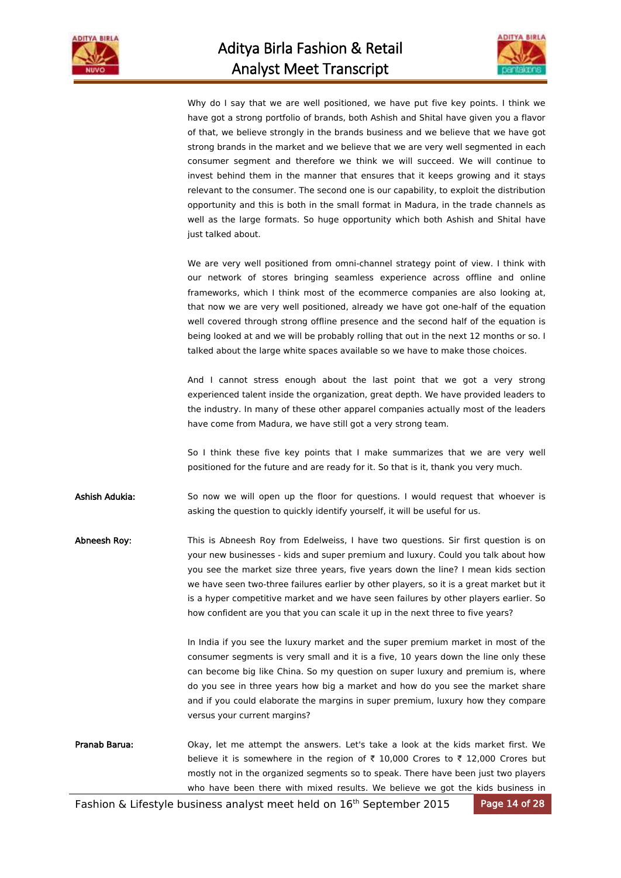Why do I say that we are well positioned, we have put five key points. I think we have got a strong portfolio of brands, both Ashish and Shital have given you a flavor of that, we believe strongly in the brands business and we believe that we have got strong brands in the market and we believe that we are very well segmented in each consumer segment and therefore we think we will succeed. We will continue to invest behind them in the manner that ensures that it keeps growing and it stays relevant to the consumer. The second one is our capability, to exploit the distribution opportunity and this is both in the small format in Madura, in the trade channels as well as the large formats. So huge opportunity which both Ashish and Shital have just talked about.

We are very well positioned from omni-channel strategy point of view. I think with our network of stores bringing seamless experience across offline and online frameworks, which I think most of the ecommerce companies are also looking at, that now we are very well positioned, already we have got one-half of the equation well covered through strong offline presence and the second half of the equation is being looked at and we will be probably rolling that out in the next 12 months or so. I talked about the large white spaces available so we have to make those choices.

And I cannot stress enough about the last point that we got a very strong experienced talent inside the organization, great depth. We have provided leaders to the industry. In many of these other apparel companies actually most of the leaders have come from Madura, we have still got a very strong team.

So I think these five key points that I make summarizes that we are very well positioned for the future and are ready for it. So that is it, thank you very much.

**Ashish Adukia:** So now we will open up the floor for questions. I would request that whoever is asking the question to quickly identify yourself, it will be useful for us.

**Abneesh Roy:** This is Abneesh Roy from Edelweiss, I have two questions. Sir first question is on your new businesses - kids and super premium and luxury. Could you talk about how you see the market size three years, five years down the line? I mean kids section we have seen two-three failures earlier by other players, so it is a great market but it is a hyper competitive market and we have seen failures by other players earlier. So how confident are you that you can scale it up in the next three to five years?

In India if you see the luxury market and the super premium market in most of the consumer segments is very small and it is a five, 10 years down the line only these can become big like China. So my question on super luxury and premium is, where do you see in three years how big a market and how do you see the market share and if you could elaborate the margins in super premium, luxury how they compare versus your current margins?

**Pranab Barua:** Okay, let me attempt the answers. Let's take a look at the kids market first. We believe it is somewhere in the region of ₹ 10,000 Crores to ₹ 12,000 Crores but mostly not in the organized segments so to speak. There have been just two players who have been there with mixed results. We believe we got the kids business in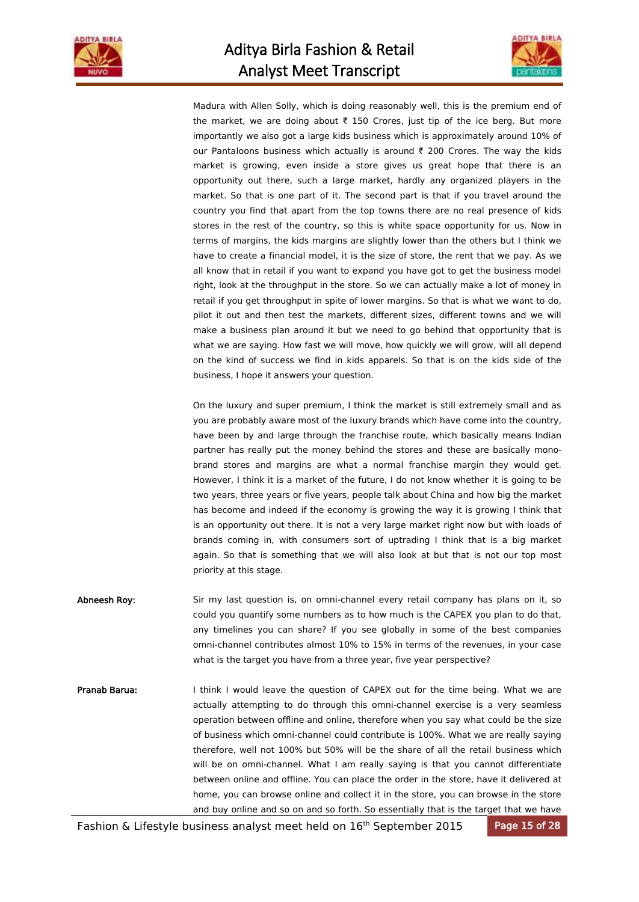Madura with Allen Solly, which is doing reasonably well, this is the premium end of the market, we are doing about ₹ 150 Crores, just tip of the ice berg. But more importantly we also got a large kids business which is approximately around 10% of our Pantaloons business which actually is around ₹ 200 Crores. The way the kids market is growing, even inside a store gives us great hope that there is an opportunity out there, such a large market, hardly any organized players in the market. So that is one part of it. The second part is that if you travel around the country you find that apart from the top towns there are no real presence of kids stores in the rest of the country, so this is white space opportunity for us. Now in terms of margins, the kids margins are slightly lower than the others but I think we have to create a financial model, it is the size of store, the rent that we pay. As we all know that in retail if you want to expand you have got to get the business model right, look at the throughput in the store. So we can actually make a lot of money in retail if you get throughput in spite of lower margins. So that is what we want to do, pilot it out and then test the markets, different sizes, different towns and we will make a business plan around it but we need to go behind that opportunity that is what we are saying. How fast we will move, how quickly we will grow, will all depend on the kind of success we find in kids apparels. So that is on the kids side of the business, I hope it answers your question.

On the luxury and super premium, I think the market is still extremely small and as you are probably aware most of the luxury brands which have come into the country, have been by and large through the franchise route, which basically means Indian partner has really put the money behind the stores and these are basically mono-brand stores and margins are what a normal franchise margin they would get. However, I think it is a market of the future, I do not know whether it is going to be two years, three years or five years, people talk about China and how big the market has become and indeed if the economy is growing the way it is growing I think that is an opportunity out there. It is not a very large market right now but with loads of brands coming in, with consumers sort of uptrading I think that is a big market again. So that is something that we will also look at but that is not our top most priority at this stage.

**Abneesh Roy:** Sir my last question is, on omni-channel every retail company has plans on it, so could you quantify some numbers as to how much is the CAPEX you plan to do that, any timelines you can share? If you see globally in some of the best companies omni-channel contributes almost 10% to 15% in terms of the revenues, in your case what is the target you have from a three year, five year perspective?

**Pranab Barua:** I think I would leave the question of CAPEX out for the time being. What we are actually attempting to do through this omni-channel exercise is a very seamless operation between offline and online, therefore when you say what could be the size of business which omni-channel could contribute is 100%. What we are really saying therefore, well not 100% but 50% will be the share of all the retail business which will be on omni-channel. What I am really saying is that you cannot differentiate between online and offline. You can place the order in the store, have it delivered at home, you can browse online and collect it in the store, you can browse in the store and buy online and so on and so forth. So essentially that is the target that we have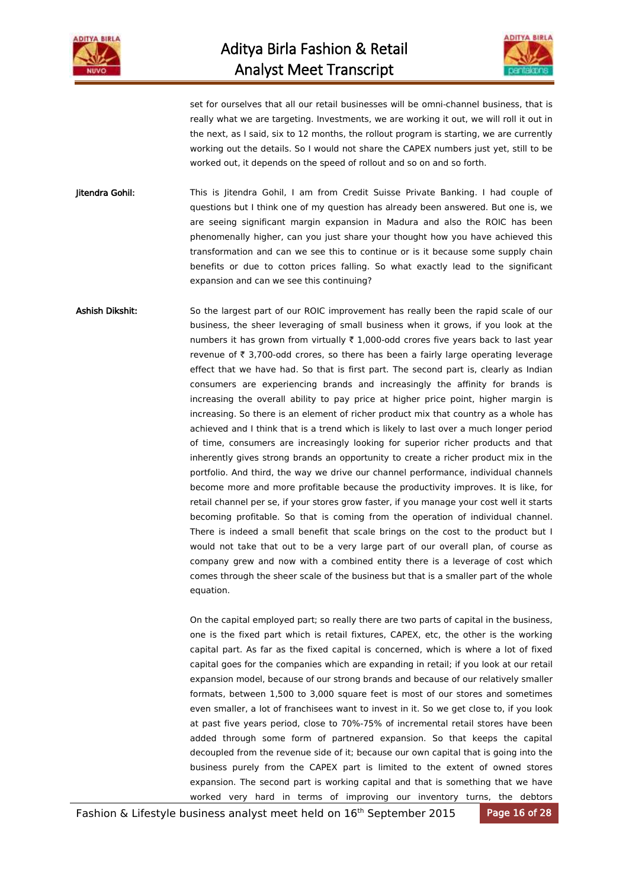set for ourselves that all our retail businesses will be omni-channel business, that is really what we are targeting. Investments, we are working it out, we will roll it out in the next, as I said, six to 12 months, the rollout program is starting, we are currently working out the details. So I would not share the CAPEX numbers just yet, still to be worked out, it depends on the speed of rollout and so on and so forth.

**Jitendra Gohil:** This is Jitendra Gohil, I am from Credit Suisse Private Banking. I had couple of questions but I think one of my question has already been answered. But one is, we are seeing significant margin expansion in Madura and also the ROIC has been phenomenally higher, can you just share your thought how you have achieved this transformation and can we see this to continue or is it because some supply chain benefits or due to cotton prices falling. So what exactly lead to the significant expansion and can we see this continuing?

**Ashish Dikshit:** So the largest part of our ROIC improvement has really been the rapid scale of our business, the sheer leveraging of small business when it grows, if you look at the numbers it has grown from virtually ₹ 1,000-odd crores five years back to last year revenue of ₹ 3,700-odd crores, so there has been a fairly large operating leverage effect that we have had. So that is first part. The second part is, clearly as Indian consumers are experiencing brands and increasingly the affinity for brands is increasing the overall ability to pay price at higher price point, higher margin is increasing. So there is an element of richer product mix that country as a whole has achieved and I think that is a trend which is likely to last over a much longer period of time, consumers are increasingly looking for superior richer products and that inherently gives strong brands an opportunity to create a richer product mix in the portfolio. And third, the way we drive our channel performance, individual channels become more and more profitable because the productivity improves. It is like, for retail channel per se, if your stores grow faster, if you manage your cost well it starts becoming profitable. So that is coming from the operation of individual channel. There is indeed a small benefit that scale brings on the cost to the product but I would not take that out to be a very large part of our overall plan, of course as company grew and now with a combined entity there is a leverage of cost which comes through the sheer scale of the business but that is a smaller part of the whole equation.

On the capital employed part; so really there are two parts of capital in the business, one is the fixed part which is retail fixtures, CAPEX, etc, the other is the working capital part. As far as the fixed capital is concerned, which is where a lot of fixed capital goes for the companies which are expanding in retail; if you look at our retail expansion model, because of our strong brands and because of our relatively smaller formats, between 1,500 to 3,000 square feet is most of our stores and sometimes even smaller, a lot of franchisees want to invest in it. So we get close to, if you look at past five years period, close to 70%-75% of incremental retail stores have been added through some form of partnered expansion. So that keeps the capital decoupled from the revenue side of it; because our own capital that is going into the business purely from the CAPEX part is limited to the extent of owned stores expansion. The second part is working capital and that is something that we have worked very hard in terms of improving our inventory turns, the debtors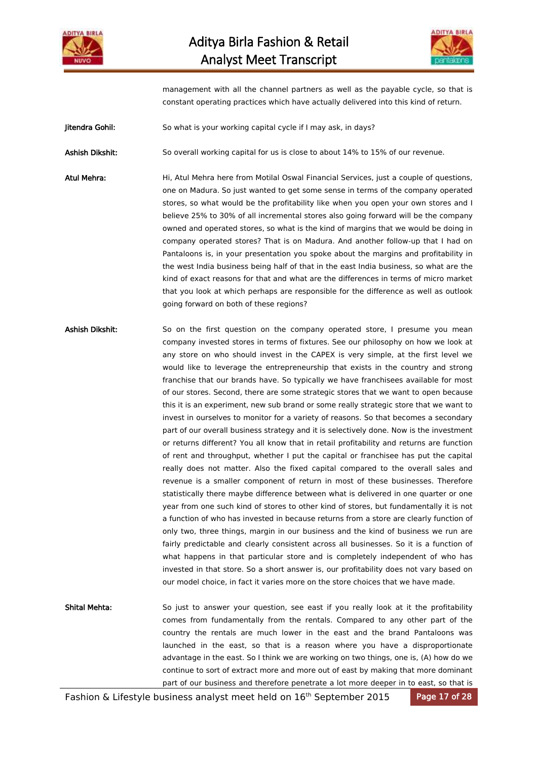management with all the channel partners as well as the payable cycle, so that is constant operating practices which have actually delivered into this kind of return.

**Jitendra Gohil:** So what is your working capital cycle if I may ask, in days?

**Ashish Dikshit:** So overall working capital for us is close to about 14% to 15% of our revenue.

**Atul Mehra:** Hi, Atul Mehra here from Motilal Oswal Financial Services, just a couple of questions, one on Madura. So just wanted to get some sense in terms of the company operated stores, so what would be the profitability like when you open your own stores and I believe 25% to 30% of all incremental stores also going forward will be the company owned and operated stores, so what is the kind of margins that we would be doing in company operated stores? That is on Madura. And another follow-up that I had on Pantaloons is, in your presentation you spoke about the margins and profitability in the west India business being half of that in the east India business, so what are the kind of exact reasons for that and what are the differences in terms of micro market that you look at which perhaps are responsible for the difference as well as outlook going forward on both of these regions?

**Ashish Dikshit:** So on the first question on the company operated store, I presume you mean company invested stores in terms of fixtures. See our philosophy on how we look at any store on who should invest in the CAPEX is very simple, at the first level we would like to leverage the entrepreneurship that exists in the country and strong franchise that our brands have. So typically we have franchisees available for most of our stores. Second, there are some strategic stores that we want to open because this it is an experiment, new sub brand or some really strategic store that we want to invest in ourselves to monitor for a variety of reasons. So that becomes a secondary part of our overall business strategy and it is selectively done. Now is the investment or returns different? You all know that in retail profitability and returns are function of rent and throughput, whether I put the capital or franchisee has put the capital really does not matter. Also the fixed capital compared to the overall sales and revenue is a smaller component of return in most of these businesses. Therefore statistically there maybe difference between what is delivered in one quarter or one year from one such kind of stores to other kind of stores, but fundamentally it is not a function of who has invested in because returns from a store are clearly function of only two, three things, margin in our business and the kind of business we run are fairly predictable and clearly consistent across all businesses. So it is a function of what happens in that particular store and is completely independent of who has invested in that store. So a short answer is, our profitability does not vary based on our model choice, in fact it varies more on the store choices that we have made.

**Shital Mehta:** So just to answer your question, see east if you really look at it the profitability comes from fundamentally from the rentals. Compared to any other part of the country the rentals are much lower in the east and the brand Pantaloons was launched in the east, so that is a reason where you have a disproportionate advantage in the east. So I think we are working on two things, one is, (A) how do we continue to sort of extract more and more out of east by making that more dominant part of our business and therefore penetrate a lot more deeper in to east, so that is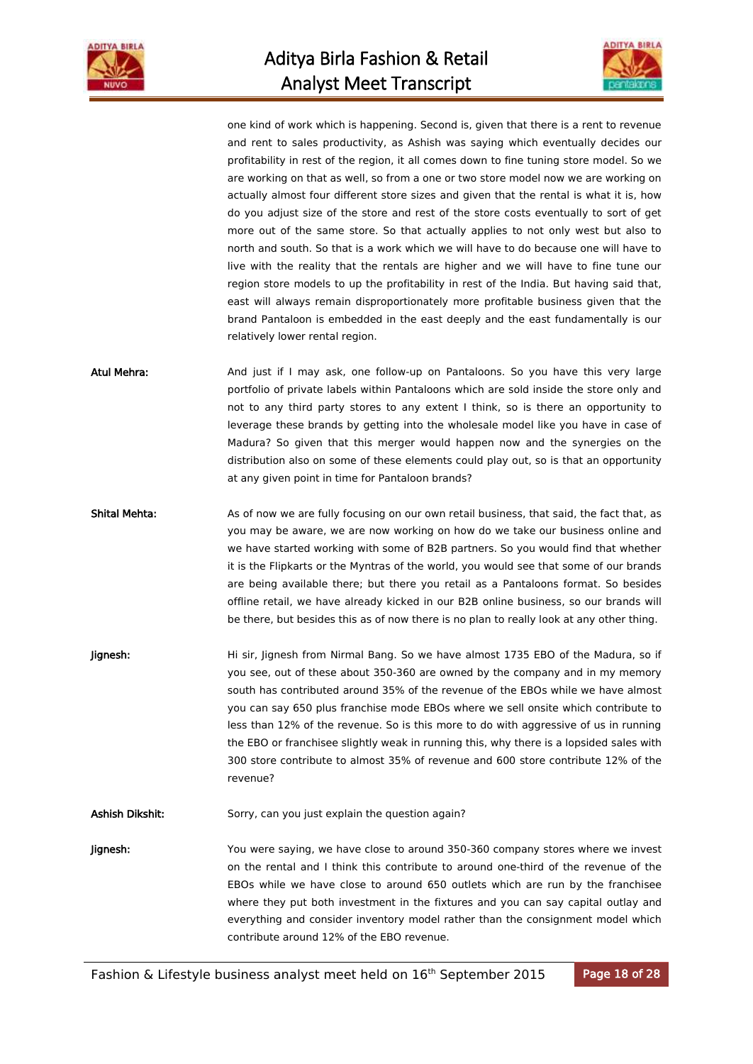one kind of work which is happening. Second is, given that there is a rent to revenue and rent to sales productivity, as Ashish was saying which eventually decides our profitability in rest of the region, it all comes down to fine tuning store model. So we are working on that as well, so from a one or two store model now we are working on actually almost four different store sizes and given that the rental is what it is, how do you adjust size of the store and rest of the store costs eventually to sort of get more out of the same store. So that actually applies to not only west but also to north and south. So that is a work which we will have to do because one will have to live with the reality that the rentals are higher and we will have to fine tune our region store models to up the profitability in rest of the India. But having said that, east will always remain disproportionately more profitable business given that the brand Pantaloon is embedded in the east deeply and the east fundamentally is our relatively lower rental region.

**Atul Mehra:** And just if I may ask, one follow-up on Pantaloons. So you have this very large portfolio of private labels within Pantaloons which are sold inside the store only and not to any third party stores to any extent I think, so is there an opportunity to leverage these brands by getting into the wholesale model like you have in case of Madura? So given that this merger would happen now and the synergies on the distribution also on some of these elements could play out, so is that an opportunity at any given point in time for Pantaloon brands?

**Shital Mehta:** As of now we are fully focusing on our own retail business, that said, the fact that, as you may be aware, we are now working on how do we take our business online and we have started working with some of B2B partners. So you would find that whether it is the Flipkarts or the Myntras of the world, you would see that some of our brands are being available there; but there you retail as a Pantaloons format. So besides offline retail, we have already kicked in our B2B online business, so our brands will be there, but besides this as of now there is no plan to really look at any other thing.

**Jignesh:** Hi sir, Jignesh from Nirmal Bang. So we have almost 1735 EBO of the Madura, so if you see, out of these about 350-360 are owned by the company and in my memory south has contributed around 35% of the revenue of the EBOs while we have almost you can say 650 plus franchise mode EBOs where we sell onsite which contribute to less than 12% of the revenue. So is this more to do with aggressive of us in running the EBO or franchisee slightly weak in running this, why there is a lopsided sales with 300 store contribute to almost 35% of revenue and 600 store contribute 12% of the revenue?

**Ashish Dikshit:** Sorry, can you just explain the question again?

**Jignesh:** You were saying, we have close to around 350-360 company stores where we invest on the rental and I think this contribute to around one-third of the revenue of the EBOs while we have close to around 650 outlets which are run by the franchisee where they put both investment in the fixtures and you can say capital outlay and everything and consider inventory model rather than the consignment model which contribute around 12% of the EBO revenue.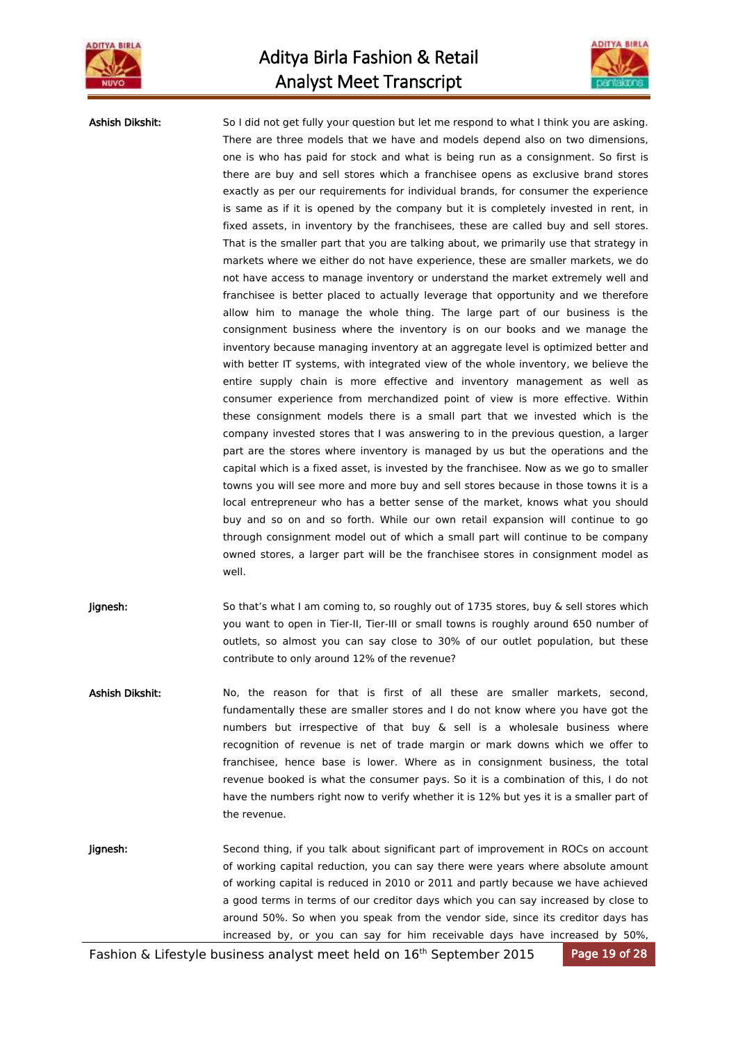**Ashish Dikshit:** So I did not get fully your question but let me respond to what I think you are asking. There are three models that we have and models depend also on two dimensions, one is who has paid for stock and what is being run as a consignment. So first is there are buy and sell stores which a franchisee opens as exclusive brand stores exactly as per our requirements for individual brands, for consumer the experience is same as if it is opened by the company but it is completely invested in rent, in fixed assets, in inventory by the franchisees, these are called buy and sell stores. That is the smaller part that you are talking about, we primarily use that strategy in markets where we either do not have experience, these are smaller markets, we do not have access to manage inventory or understand the market extremely well and franchisee is better placed to actually leverage that opportunity and we therefore allow him to manage the whole thing. The large part of our business is the consignment business where the inventory is on our books and we manage the inventory because managing inventory at an aggregate level is optimized better and with better IT systems, with integrated view of the whole inventory, we believe the entire supply chain is more effective and inventory management as well as consumer experience from merchandized point of view is more effective. Within these consignment models there is a small part that we invested which is the company invested stores that I was answering to in the previous question, a larger part are the stores where inventory is managed by us but the operations and the capital which is a fixed asset, is invested by the franchisee. Now as we go to smaller towns you will see more and more buy and sell stores because in those towns it is a local entrepreneur who has a better sense of the market, knows what you should buy and so on and so forth. While our own retail expansion will continue to go through consignment model out of which a small part will continue to be company owned stores, a larger part will be the franchisee stores in consignment model as well.

**Jignesh:** So that's what I am coming to, so roughly out of 1735 stores, buy & sell stores which you want to open in Tier-II, Tier-III or small towns is roughly around 650 number of outlets, so almost you can say close to 30% of our outlet population, but these contribute to only around 12% of the revenue?

**Ashish Dikshit:** No, the reason for that is first of all these are smaller markets, second, fundamentally these are smaller stores and I do not know where you have got the numbers but irrespective of that buy & sell is a wholesale business where recognition of revenue is net of trade margin or mark downs which we offer to franchisee, hence base is lower. Where as in consignment business, the total revenue booked is what the consumer pays. So it is a combination of this, I do not have the numbers right now to verify whether it is 12% but yes it is a smaller part of the revenue.

**Jignesh:** Second thing, if you talk about significant part of improvement in ROCs on account of working capital reduction, you can say there were years where absolute amount of working capital is reduced in 2010 or 2011 and partly because we have achieved a good terms in terms of our creditor days which you can say increased by close to around 50%. So when you speak from the vendor side, since its creditor days has increased by, or you can say for him receivable days have increased by 50%,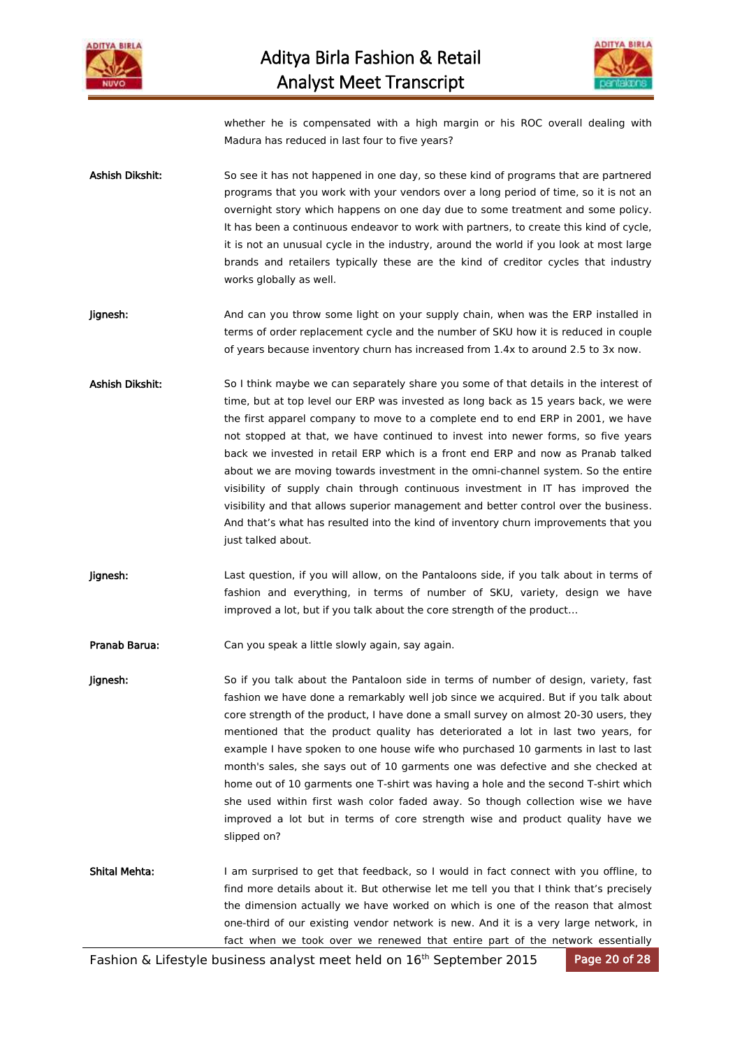whether he is compensated with a high margin or his ROC overall dealing with Madura has reduced in last four to five years?

**Ashish Dikshit:** So see it has not happened in one day, so these kind of programs that are partnered programs that you work with your vendors over a long period of time, so it is not an overnight story which happens on one day due to some treatment and some policy. It has been a continuous endeavor to work with partners, to create this kind of cycle, it is not an unusual cycle in the industry, around the world if you look at most large brands and retailers typically these are the kind of creditor cycles that industry works globally as well.

**Jignesh:** And can you throw some light on your supply chain, when was the ERP installed in terms of order replacement cycle and the number of SKU how it is reduced in couple of years because inventory churn has increased from 1.4x to around 2.5 to 3x now.

**Ashish Dikshit:** So I think maybe we can separately share you some of that details in the interest of time, but at top level our ERP was invested as long back as 15 years back, we were the first apparel company to move to a complete end to end ERP in 2001, we have not stopped at that, we have continued to invest into newer forms, so five years back we invested in retail ERP which is a front end ERP and now as Pranab talked about we are moving towards investment in the omni-channel system. So the entire visibility of supply chain through continuous investment in IT has improved the visibility and that allows superior management and better control over the business. And that's what has resulted into the kind of inventory churn improvements that you just talked about.

**Jignesh:** Last question, if you will allow, on the Pantaloons side, if you talk about in terms of fashion and everything, in terms of number of SKU, variety, design we have improved a lot, but if you talk about the core strength of the product…

**Pranab Barua:** Can you speak a little slowly again, say again.

**Jignesh:** So if you talk about the Pantaloon side in terms of number of design, variety, fast fashion we have done a remarkably well job since we acquired. But if you talk about core strength of the product, I have done a small survey on almost 20-30 users, they mentioned that the product quality has deteriorated a lot in last two years, for example I have spoken to one house wife who purchased 10 garments in last to last month's sales, she says out of 10 garments one was defective and she checked at home out of 10 garments one T-shirt was having a hole and the second T-shirt which she used within first wash color faded away. So though collection wise we have improved a lot but in terms of core strength wise and product quality have we slipped on?

**Shital Mehta:** I am surprised to get that feedback, so I would in fact connect with you offline, to find more details about it. But otherwise let me tell you that I think that's precisely the dimension actually we have worked on which is one of the reason that almost one-third of our existing vendor network is new. And it is a very large network, in fact when we took over we renewed that entire part of the network essentially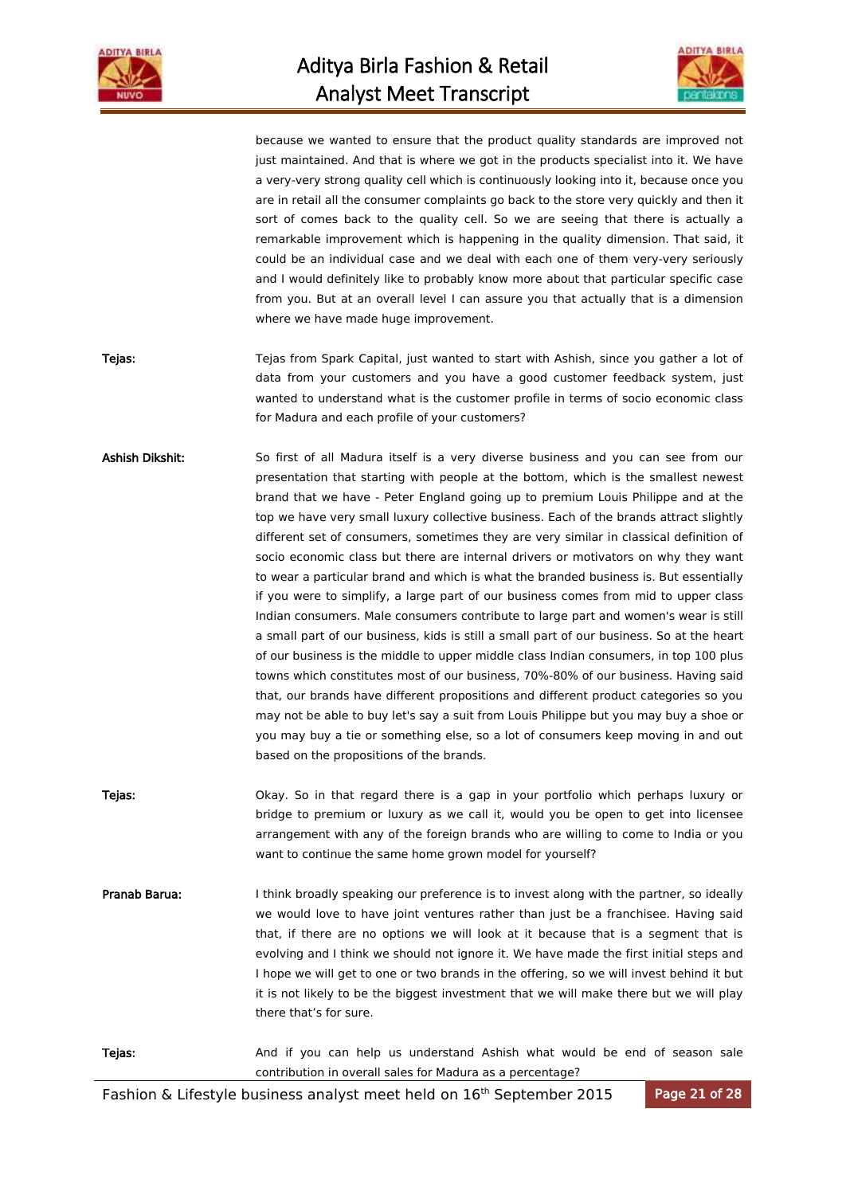because we wanted to ensure that the product quality standards are improved not just maintained. And that is where we got in the products specialist into it. We have a very-very strong quality cell which is continuously looking into it, because once you are in retail all the consumer complaints go back to the store very quickly and then it sort of comes back to the quality cell. So we are seeing that there is actually a remarkable improvement which is happening in the quality dimension. That said, it could be an individual case and we deal with each one of them very-very seriously and I would definitely like to probably know more about that particular specific case from you. But at an overall level I can assure you that actually that is a dimension where we have made huge improvement.

**Tejas:** Tejas from Spark Capital, just wanted to start with Ashish, since you gather a lot of data from your customers and you have a good customer feedback system, just wanted to understand what is the customer profile in terms of socio economic class for Madura and each profile of your customers?

**Ashish Dikshit:** So first of all Madura itself is a very diverse business and you can see from our presentation that starting with people at the bottom, which is the smallest newest brand that we have - Peter England going up to premium Louis Philippe and at the top we have very small luxury collective business. Each of the brands attract slightly different set of consumers, sometimes they are very similar in classical definition of socio economic class but there are internal drivers or motivators on why they want to wear a particular brand and which is what the branded business is. But essentially if you were to simplify, a large part of our business comes from mid to upper class Indian consumers. Male consumers contribute to large part and women's wear is still a small part of our business, kids is still a small part of our business. So at the heart of our business is the middle to upper middle class Indian consumers, in top 100 plus towns which constitutes most of our business, 70%-80% of our business. Having said that, our brands have different propositions and different product categories so you may not be able to buy let's say a suit from Louis Philippe but you may buy a shoe or you may buy a tie or something else, so a lot of consumers keep moving in and out based on the propositions of the brands.

**Tejas:** Okay. So in that regard there is a gap in your portfolio which perhaps luxury or bridge to premium or luxury as we call it, would you be open to get into licensee arrangement with any of the foreign brands who are willing to come to India or you want to continue the same home grown model for yourself?

**Pranab Barua:** I think broadly speaking our preference is to invest along with the partner, so ideally we would love to have joint ventures rather than just be a franchisee. Having said that, if there are no options we will look at it because that is a segment that is evolving and I think we should not ignore it. We have made the first initial steps and I hope we will get to one or two brands in the offering, so we will invest behind it but it is not likely to be the biggest investment that we will make there but we will play there that's for sure.

**Tejas:** And if you can help us understand Ashish what would be end of season sale contribution in overall sales for Madura as a percentage?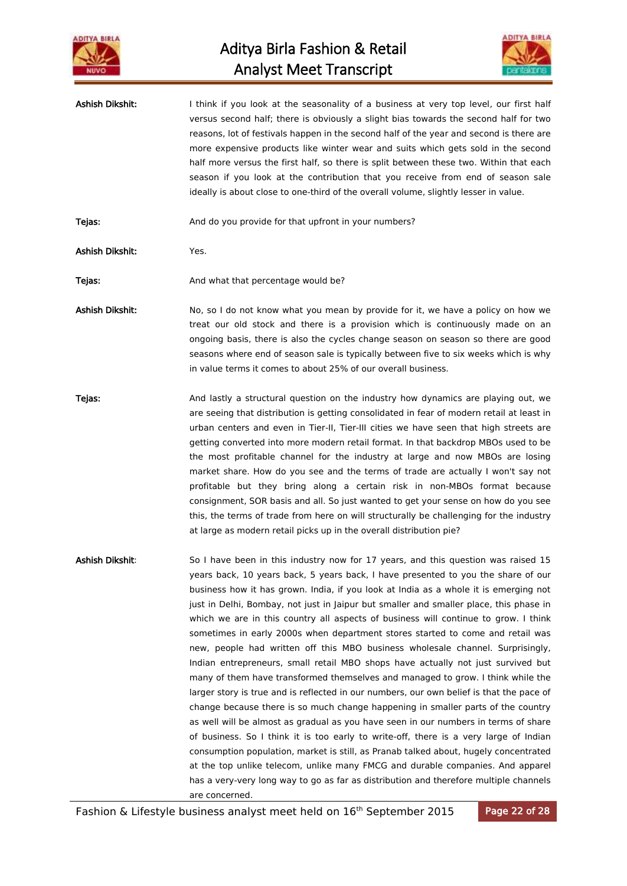**Ashish Dikshit:** I think if you look at the seasonality of a business at very top level, our first half versus second half; there is obviously a slight bias towards the second half for two reasons, lot of festivals happen in the second half of the year and second is there are more expensive products like winter wear and suits which gets sold in the second half more versus the first half, so there is split between these two. Within that each season if you look at the contribution that you receive from end of season sale ideally is about close to one-third of the overall volume, slightly lesser in value.

**Tejas:** And do you provide for that upfront in your numbers?

**Ashish Dikshit:** Yes.

**Tejas:** And what that percentage would be?

**Ashish Dikshit:** No, so I do not know what you mean by provide for it, we have a policy on how we treat our old stock and there is a provision which is continuously made on an ongoing basis, there is also the cycles change season on season so there are good seasons where end of season sale is typically between five to six weeks which is why in value terms it comes to about 25% of our overall business.

**Tejas:** And lastly a structural question on the industry how dynamics are playing out, we are seeing that distribution is getting consolidated in fear of modern retail at least in urban centers and even in Tier-II, Tier-III cities we have seen that high streets are getting converted into more modern retail format. In that backdrop MBOs used to be the most profitable channel for the industry at large and now MBOs are losing market share. How do you see and the terms of trade are actually I won't say not profitable but they bring along a certain risk in non-MBOs format because consignment, SOR basis and all. So just wanted to get your sense on how do you see this, the terms of trade from here on will structurally be challenging for the industry at large as modern retail picks up in the overall distribution pie?

**Ashish Dikshit:** So I have been in this industry now for 17 years, and this question was raised 15 years back, 10 years back, 5 years back, I have presented to you the share of our business how it has grown. India, if you look at India as a whole it is emerging not just in Delhi, Bombay, not just in Jaipur but smaller and smaller place, this phase in which we are in this country all aspects of business will continue to grow. I think sometimes in early 2000s when department stores started to come and retail was new, people had written off this MBO business wholesale channel. Surprisingly, Indian entrepreneurs, small retail MBO shops have actually not just survived but many of them have transformed themselves and managed to grow. I think while the larger story is true and is reflected in our numbers, our own belief is that the pace of change because there is so much change happening in smaller parts of the country as well will be almost as gradual as you have seen in our numbers in terms of share of business. So I think it is too early to write-off, there is a very large of Indian consumption population, market is still, as Pranab talked about, hugely concentrated at the top unlike telecom, unlike many FMCG and durable companies. And apparel has a very-very long way to go as far as distribution and therefore multiple channels are concerned.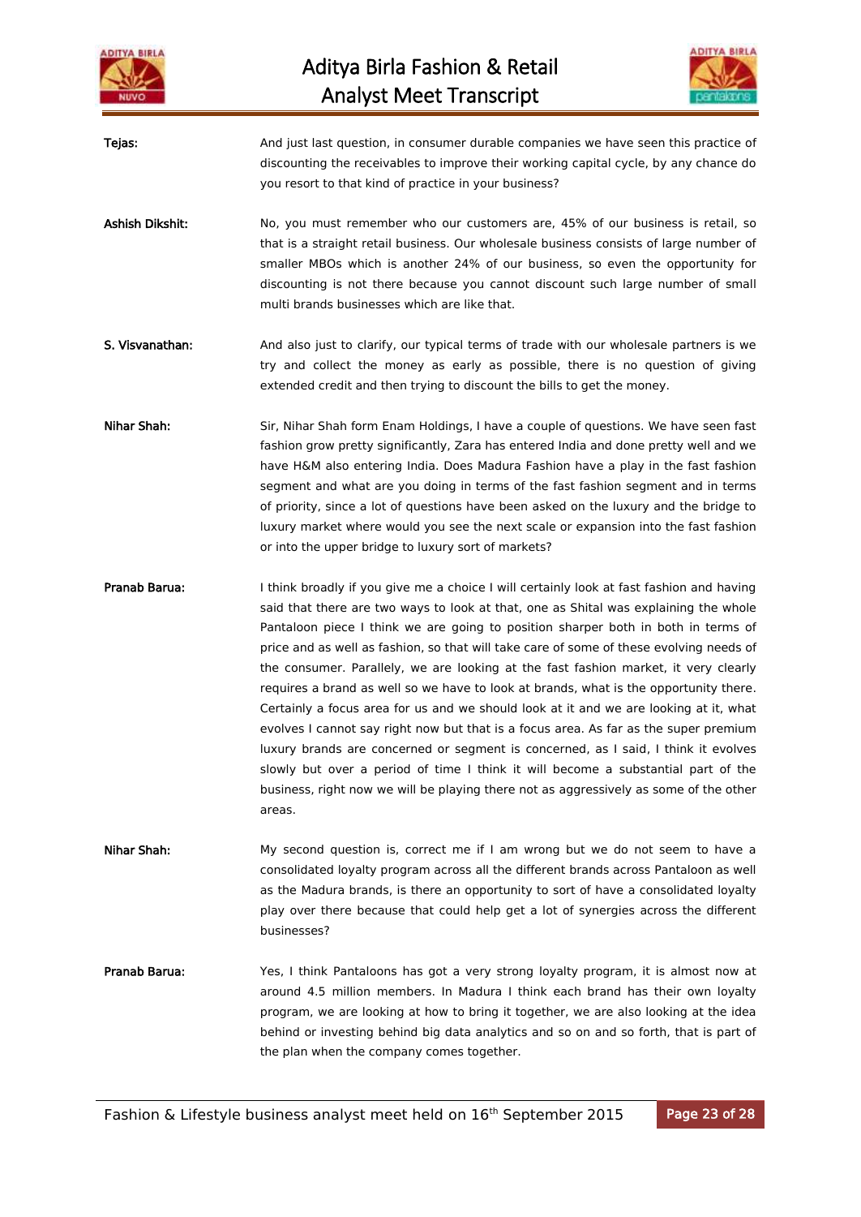**Tejas:** And just last question, in consumer durable companies we have seen this practice of discounting the receivables to improve their working capital cycle, by any chance do you resort to that kind of practice in your business?

**Ashish Dikshit:** No, you must remember who our customers are, 45% of our business is retail, so that is a straight retail business. Our wholesale business consists of large number of smaller MBOs which is another 24% of our business, so even the opportunity for discounting is not there because you cannot discount such large number of small multi brands businesses which are like that.

**S. Visvanathan:** And also just to clarify, our typical terms of trade with our wholesale partners is we try and collect the money as early as possible, there is no question of giving extended credit and then trying to discount the bills to get the money.

**Nihar Shah:** Sir, Nihar Shah form Enam Holdings, I have a couple of questions. We have seen fast fashion grow pretty significantly, Zara has entered India and done pretty well and we have H&M also entering India. Does Madura Fashion have a play in the fast fashion segment and what are you doing in terms of the fast fashion segment and in terms of priority, since a lot of questions have been asked on the luxury and the bridge to luxury market where would you see the next scale or expansion into the fast fashion or into the upper bridge to luxury sort of markets?

**Pranab Barua:** I think broadly if you give me a choice I will certainly look at fast fashion and having said that there are two ways to look at that, one as Shital was explaining the whole Pantaloon piece I think we are going to position sharper both in both in terms of price and as well as fashion, so that will take care of some of these evolving needs of the consumer. Parallely, we are looking at the fast fashion market, it very clearly requires a brand as well so we have to look at brands, what is the opportunity there. Certainly a focus area for us and we should look at it and we are looking at it, what evolves I cannot say right now but that is a focus area. As far as the super premium luxury brands are concerned or segment is concerned, as I said, I think it evolves slowly but over a period of time I think it will become a substantial part of the business, right now we will be playing there not as aggressively as some of the other areas.

**Nihar Shah:** My second question is, correct me if I am wrong but we do not seem to have a consolidated loyalty program across all the different brands across Pantaloon as well as the Madura brands, is there an opportunity to sort of have a consolidated loyalty play over there because that could help get a lot of synergies across the different businesses?

**Pranab Barua:** Yes, I think Pantaloons has got a very strong loyalty program, it is almost now at around 4.5 million members. In Madura I think each brand has their own loyalty program, we are looking at how to bring it together, we are also looking at the idea behind or investing behind big data analytics and so on and so forth, that is part of the plan when the company comes together.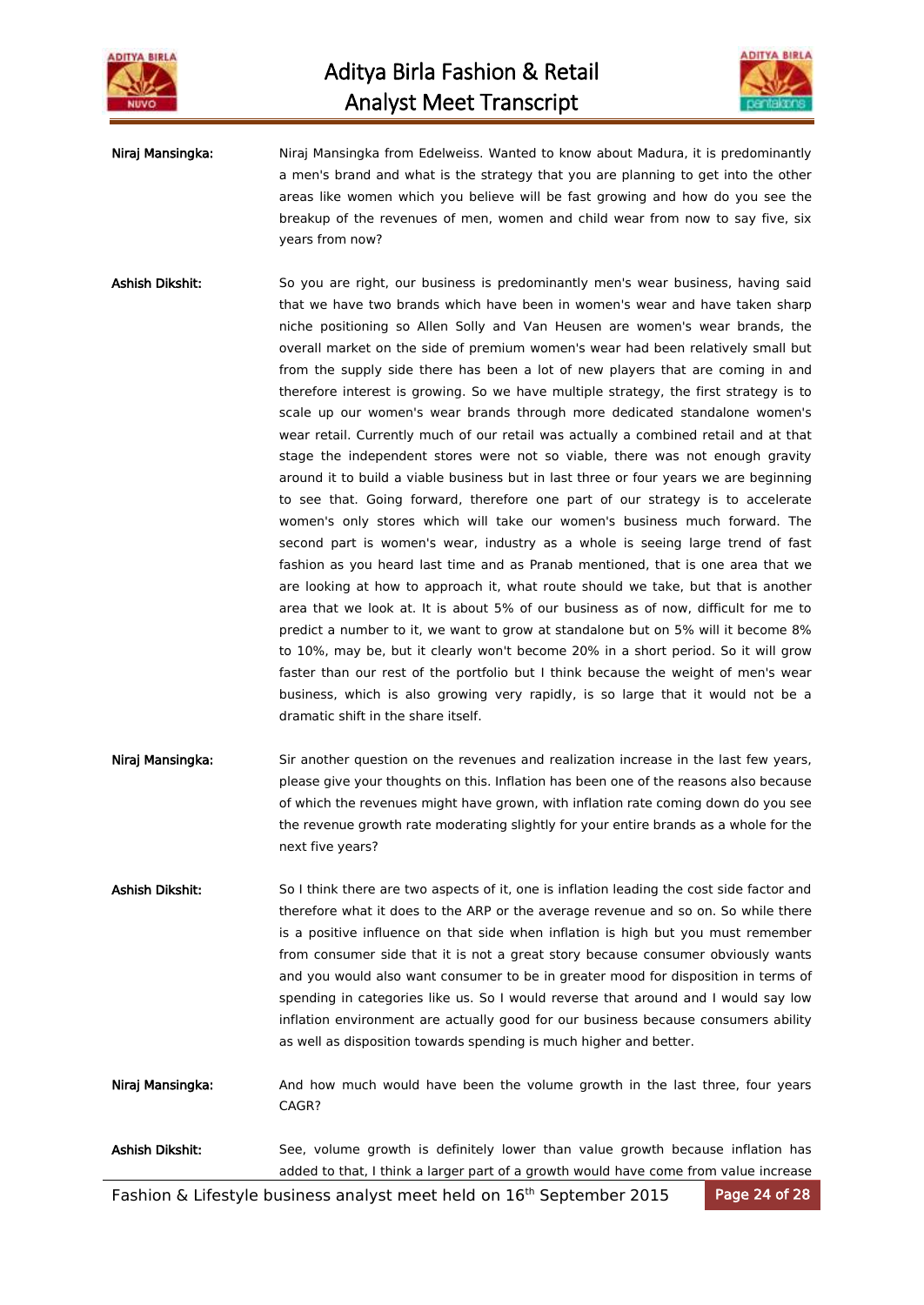**Niraj Mansingka:** Niraj Mansingka from Edelweiss. Wanted to know about Madura, it is predominantly a men's brand and what is the strategy that you are planning to get into the other areas like women which you believe will be fast growing and how do you see the breakup of the revenues of men, women and child wear from now to say five, six years from now?

**Ashish Dikshit:** So you are right, our business is predominantly men's wear business, having said that we have two brands which have been in women's wear and have taken sharp niche positioning so Allen Solly and Van Heusen are women's wear brands, the overall market on the side of premium women's wear had been relatively small but from the supply side there has been a lot of new players that are coming in and therefore interest is growing. So we have multiple strategy, the first strategy is to scale up our women's wear brands through more dedicated standalone women's wear retail. Currently much of our retail was actually a combined retail and at that stage the independent stores were not so viable, there was not enough gravity around it to build a viable business but in last three or four years we are beginning to see that. Going forward, therefore one part of our strategy is to accelerate women's only stores which will take our women's business much forward. The second part is women's wear, industry as a whole is seeing large trend of fast fashion as you heard last time and as Pranab mentioned, that is one area that we are looking at how to approach it, what route should we take, but that is another area that we look at. It is about 5% of our business as of now, difficult for me to predict a number to it, we want to grow at standalone but on 5% will it become 8% to 10%, may be, but it clearly won't become 20% in a short period. So it will grow faster than our rest of the portfolio but I think because the weight of men's wear business, which is also growing very rapidly, is so large that it would not be a dramatic shift in the share itself.

**Niraj Mansingka:** Sir another question on the revenues and realization increase in the last few years, please give your thoughts on this. Inflation has been one of the reasons also because of which the revenues might have grown, with inflation rate coming down do you see the revenue growth rate moderating slightly for your entire brands as a whole for the next five years?

**Ashish Dikshit:** So I think there are two aspects of it, one is inflation leading the cost side factor and therefore what it does to the ARP or the average revenue and so on. So while there is a positive influence on that side when inflation is high but you must remember from consumer side that it is not a great story because consumer obviously wants and you would also want consumer to be in greater mood for disposition in terms of spending in categories like us. So I would reverse that around and I would say low inflation environment are actually good for our business because consumers ability as well as disposition towards spending is much higher and better.

**Niraj Mansingka:** And how much would have been the volume growth in the last three, four years CAGR?

**Ashish Dikshit:** See, volume growth is definitely lower than value growth because inflation has added to that, I think a larger part of a growth would have come from value increase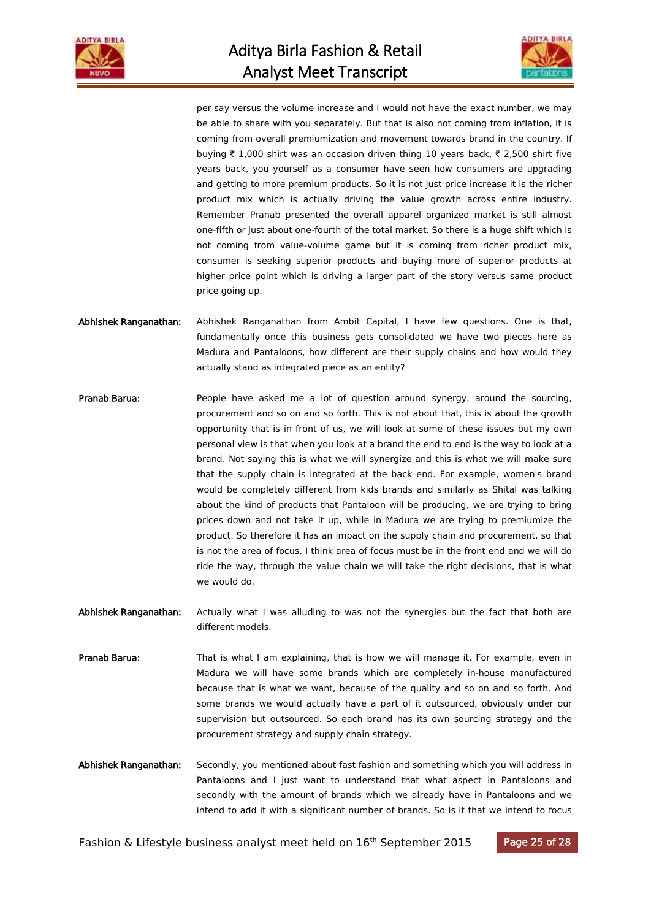per say versus the volume increase and I would not have the exact number, we may be able to share with you separately. But that is also not coming from inflation, it is coming from overall premiumization and movement towards brand in the country. If buying ₹ 1,000 shirt was an occasion driven thing 10 years back, ₹ 2,500 shirt five years back, you yourself as a consumer have seen how consumers are upgrading and getting to more premium products. So it is not just price increase it is the richer product mix which is actually driving the value growth across entire industry. Remember Pranab presented the overall apparel organized market is still almost one-fifth or just about one-fourth of the total market. So there is a huge shift which is not coming from value-volume game but it is coming from richer product mix, consumer is seeking superior products and buying more of superior products at higher price point which is driving a larger part of the story versus same product price going up.

**Abhishek Ranganathan:** Abhishek Ranganathan from Ambit Capital, I have few questions. One is that, fundamentally once this business gets consolidated we have two pieces here as Madura and Pantaloons, how different are their supply chains and how would they actually stand as integrated piece as an entity?

**Pranab Barua:** People have asked me a lot of question around synergy, around the sourcing, procurement and so on and so forth. This is not about that, this is about the growth opportunity that is in front of us, we will look at some of these issues but my own personal view is that when you look at a brand the end to end is the way to look at a brand. Not saying this is what we will synergize and this is what we will make sure that the supply chain is integrated at the back end. For example, women's brand would be completely different from kids brands and similarly as Shital was talking about the kind of products that Pantaloon will be producing, we are trying to bring prices down and not take it up, while in Madura we are trying to premiumize the product. So therefore it has an impact on the supply chain and procurement, so that is not the area of focus, I think area of focus must be in the front end and we will do ride the way, through the value chain we will take the right decisions, that is what we would do.

**Abhishek Ranganathan:** Actually what I was alluding to was not the synergies but the fact that both are different models.

**Pranab Barua:** That is what I am explaining, that is how we will manage it. For example, even in Madura we will have some brands which are completely in-house manufactured because that is what we want, because of the quality and so on and so forth. And some brands we would actually have a part of it outsourced, obviously under our supervision but outsourced. So each brand has its own sourcing strategy and the procurement strategy and supply chain strategy.

**Abhishek Ranganathan:** Secondly, you mentioned about fast fashion and something which you will address in Pantaloons and I just want to understand that what aspect in Pantaloons and secondly with the amount of brands which we already have in Pantaloons and we intend to add it with a significant number of brands. So is it that we intend to focus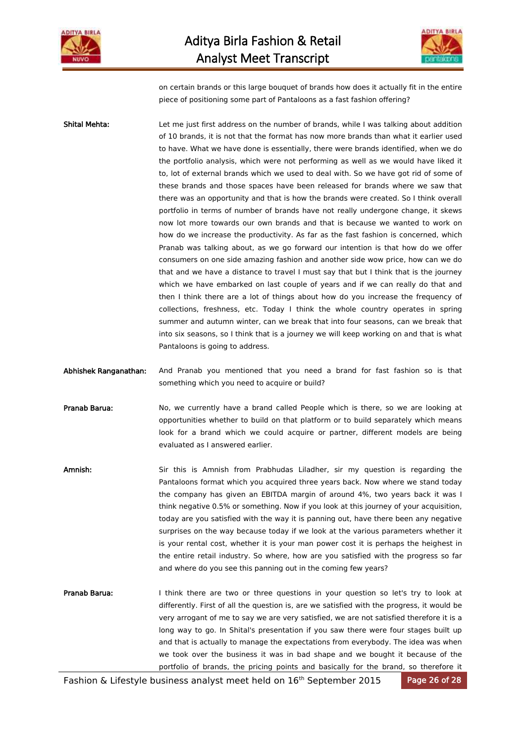on certain brands or this large bouquet of brands how does it actually fit in the entire piece of positioning some part of Pantaloons as a fast fashion offering?

**Shital Mehta:** Let me just first address on the number of brands, while I was talking about addition of 10 brands, it is not that the format has now more brands than what it earlier used to have. What we have done is essentially, there were brands identified, when we do the portfolio analysis, which were not performing as well as we would have liked it to, lot of external brands which we used to deal with. So we have got rid of some of these brands and those spaces have been released for brands where we saw that there was an opportunity and that is how the brands were created. So I think overall portfolio in terms of number of brands have not really undergone change, it skews now lot more towards our own brands and that is because we wanted to work on how do we increase the productivity. As far as the fast fashion is concerned, which Pranab was talking about, as we go forward our intention is that how do we offer consumers on one side amazing fashion and another side wow price, how can we do that and we have a distance to travel I must say that but I think that is the journey which we have embarked on last couple of years and if we can really do that and then I think there are a lot of things about how do you increase the frequency of collections, freshness, etc. Today I think the whole country operates in spring summer and autumn winter, can we break that into four seasons, can we break that into six seasons, so I think that is a journey we will keep working on and that is what Pantaloons is going to address.

**Abhishek Ranganathan:** And Pranab you mentioned that you need a brand for fast fashion so is that something which you need to acquire or build?

**Pranab Barua:** No, we currently have a brand called People which is there, so we are looking at opportunities whether to build on that platform or to build separately which means look for a brand which we could acquire or partner, different models are being evaluated as I answered earlier.

**Amnish:** Sir this is Amnish from Prabhudas Liladher, sir my question is regarding the Pantaloons format which you acquired three years back. Now where we stand today the company has given an EBITDA margin of around 4%, two years back it was I think negative 0.5% or something. Now if you look at this journey of your acquisition, today are you satisfied with the way it is panning out, have there been any negative surprises on the way because today if we look at the various parameters whether it is your rental cost, whether it is your man power cost it is perhaps the heighest in the entire retail industry. So where, how are you satisfied with the progress so far and where do you see this panning out in the coming few years?

**Pranab Barua:** I think there are two or three questions in your question so let's try to look at differently. First of all the question is, are we satisfied with the progress, it would be very arrogant of me to say we are very satisfied, we are not satisfied therefore it is a long way to go. In Shital's presentation if you saw there were four stages built up and that is actually to manage the expectations from everybody. The idea was when we took over the business it was in bad shape and we bought it because of the portfolio of brands, the pricing points and basically for the brand, so therefore it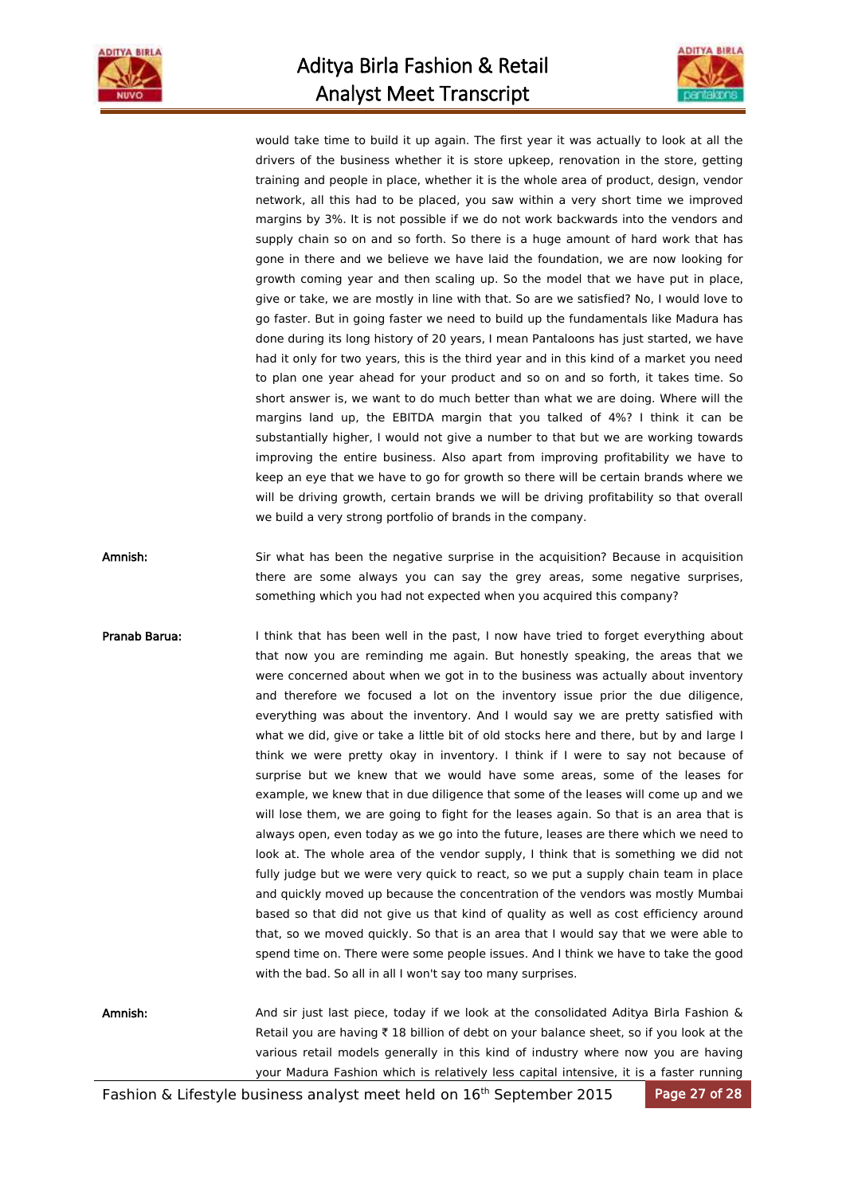would take time to build it up again. The first year it was actually to look at all the drivers of the business whether it is store upkeep, renovation in the store, getting training and people in place, whether it is the whole area of product, design, vendor network, all this had to be placed, you saw within a very short time we improved margins by 3%. It is not possible if we do not work backwards into the vendors and supply chain so on and so forth. So there is a huge amount of hard work that has gone in there and we believe we have laid the foundation, we are now looking for growth coming year and then scaling up. So the model that we have put in place, give or take, we are mostly in line with that. So are we satisfied? No, I would love to go faster. But in going faster we need to build up the fundamentals like Madura has done during its long history of 20 years, I mean Pantaloons has just started, we have had it only for two years, this is the third year and in this kind of a market you need to plan one year ahead for your product and so on and so forth, it takes time. So short answer is, we want to do much better than what we are doing. Where will the margins land up, the EBITDA margin that you talked of 4%? I think it can be substantially higher, I would not give a number to that but we are working towards improving the entire business. Also apart from improving profitability we have to keep an eye that we have to go for growth so there will be certain brands where we will be driving growth, certain brands we will be driving profitability so that overall we build a very strong portfolio of brands in the company.

**Amnish:** Sir what has been the negative surprise in the acquisition? Because in acquisition there are some always you can say the grey areas, some negative surprises, something which you had not expected when you acquired this company?

**Pranab Barua:** I think that has been well in the past, I now have tried to forget everything about that now you are reminding me again. But honestly speaking, the areas that we were concerned about when we got in to the business was actually about inventory and therefore we focused a lot on the inventory issue prior the due diligence, everything was about the inventory. And I would say we are pretty satisfied with what we did, give or take a little bit of old stocks here and there, but by and large I think we were pretty okay in inventory. I think if I were to say not because of surprise but we knew that we would have some areas, some of the leases for example, we knew that in due diligence that some of the leases will come up and we will lose them, we are going to fight for the leases again. So that is an area that is always open, even today as we go into the future, leases are there which we need to look at. The whole area of the vendor supply, I think that is something we did not fully judge but we were very quick to react, so we put a supply chain team in place and quickly moved up because the concentration of the vendors was mostly Mumbai based so that did not give us that kind of quality as well as cost efficiency around that, so we moved quickly. So that is an area that I would say that we were able to spend time on. There were some people issues. And I think we have to take the good with the bad. So all in all I won't say too many surprises.

**Amnish:** And sir just last piece, today if we look at the consolidated Aditya Birla Fashion & Retail you are having ₹ 18 billion of debt on your balance sheet, so if you look at the various retail models generally in this kind of industry where now you are having your Madura Fashion which is relatively less capital intensive, it is a faster running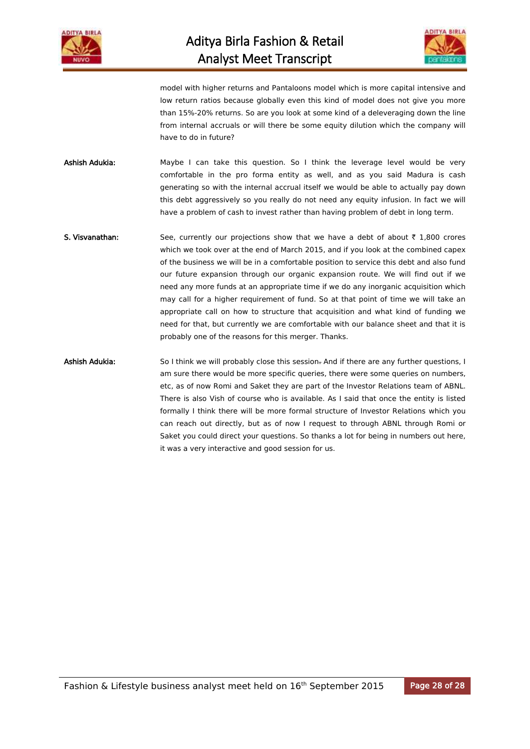model with higher returns and Pantaloons model which is more capital intensive and low return ratios because globally even this kind of model does not give you more than 15%-20% returns. So are you look at some kind of a deleveraging down the line from internal accruals or will there be some equity dilution which the company will have to do in future?

**Ashish Adukia:** Maybe I can take this question. So I think the leverage level would be very comfortable in the pro forma entity as well, and as you said Madura is cash generating so with the internal accrual itself we would be able to actually pay down this debt aggressively so you really do not need any equity infusion. In fact we will have a problem of cash to invest rather than having problem of debt in long term.

**S. Visvanathan:** See, currently our projections show that we have a debt of about ₹ 1,800 crores which we took over at the end of March 2015, and if you look at the combined capex of the business we will be in a comfortable position to service this debt and also fund our future expansion through our organic expansion route. We will find out if we need any more funds at an appropriate time if we do any inorganic acquisition which may call for a higher requirement of fund. So at that point of time we will take an appropriate call on how to structure that acquisition and what kind of funding we need for that, but currently we are comfortable with our balance sheet and that it is probably one of the reasons for this merger. Thanks.

**Ashish Adukia:** So I think we will probably close this session. And if there are any further questions, I am sure there would be more specific queries, there were some queries on numbers, etc, as of now Romi and Saket they are part of the Investor Relations team of ABNL. There is also Vish of course who is available. As I said that once the entity is listed formally I think there will be more formal structure of Investor Relations which you can reach out directly, but as of now I request to through ABNL through Romi or Saket you could direct your questions. So thanks a lot for being in numbers out here, it was a very interactive and good session for us.